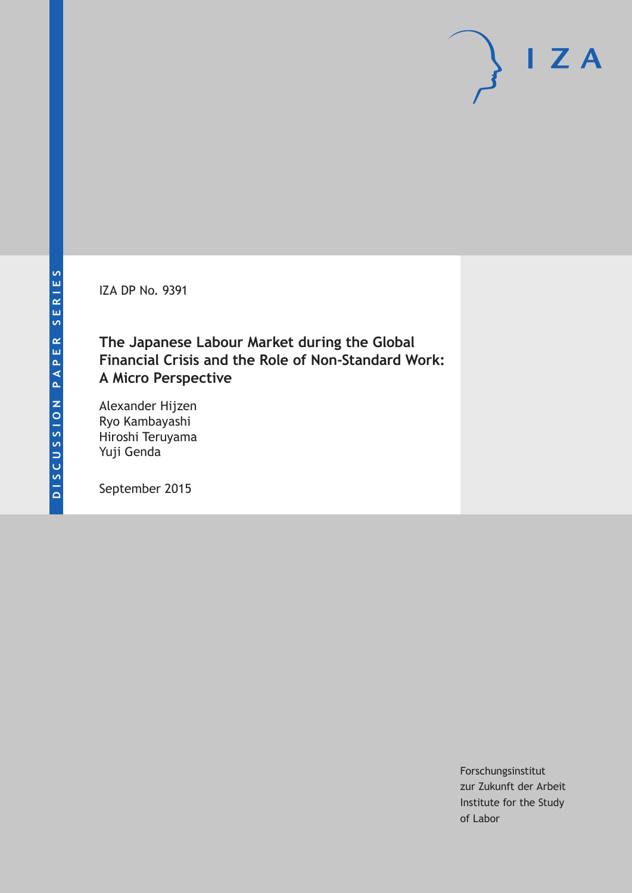DISCUSSION PAPER SERIES

IZA

IZA DP No. 9391

# The Japanese Labour Market during the Global Financial Crisis and the Role of Non-Standard Work: A Micro Perspective

Alexander Hijzen
Ryo Kambayashi
Hiroshi Teruyama
Yuji Genda

September 2015

Forschungsinstitut
zur Zukunft der Arbeit
Institute for the Study
of Labor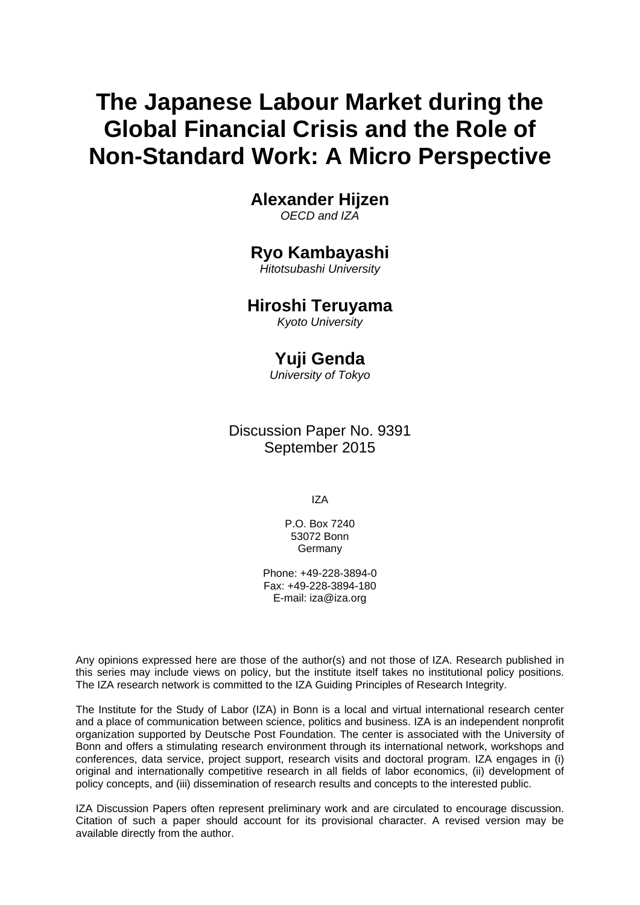# The Japanese Labour Market during the Global Financial Crisis and the Role of Non-Standard Work: A Micro Perspective

## Alexander Hijzen

*OECD and IZA*

## Ryo Kambayashi

*Hitotsubashi University*

## Hiroshi Teruyama

*Kyoto University*

## Yuji Genda

*University of Tokyo*

Discussion Paper No. 9391
September 2015

IZA

P.O. Box 7240
53072 Bonn
Germany

Phone: +49-228-3894-0
Fax: +49-228-3894-180
E-mail: iza@iza.org

Any opinions expressed here are those of the author(s) and not those of IZA. Research published in this series may include views on policy, but the institute itself takes no institutional policy positions. The IZA research network is committed to the IZA Guiding Principles of Research Integrity.

The Institute for the Study of Labor (IZA) in Bonn is a local and virtual international research center and a place of communication between science, politics and business. IZA is an independent nonprofit organization supported by Deutsche Post Foundation. The center is associated with the University of Bonn and offers a stimulating research environment through its international network, workshops and conferences, data service, project support, research visits and doctoral program. IZA engages in (i) original and internationally competitive research in all fields of labor economics, (ii) development of policy concepts, and (iii) dissemination of research results and concepts to the interested public.

IZA Discussion Papers often represent preliminary work and are circulated to encourage discussion. Citation of such a paper should account for its provisional character. A revised version may be available directly from the author.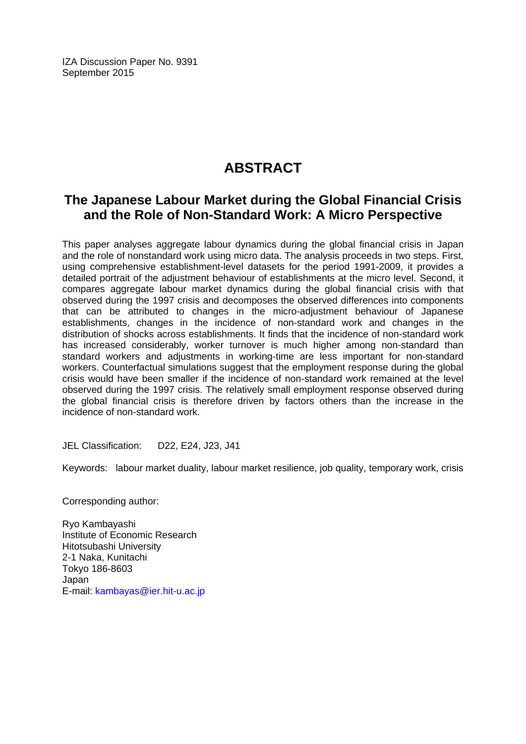IZA Discussion Paper No. 9391
September 2015

# ABSTRACT

## The Japanese Labour Market during the Global Financial Crisis and the Role of Non-Standard Work: A Micro Perspective

This paper analyses aggregate labour dynamics during the global financial crisis in Japan and the role of nonstandard work using micro data. The analysis proceeds in two steps. First, using comprehensive establishment-level datasets for the period 1991-2009, it provides a detailed portrait of the adjustment behaviour of establishments at the micro level. Second, it compares aggregate labour market dynamics during the global financial crisis with that observed during the 1997 crisis and decomposes the observed differences into components that can be attributed to changes in the micro-adjustment behaviour of Japanese establishments, changes in the incidence of non-standard work and changes in the distribution of shocks across establishments. It finds that the incidence of non-standard work has increased considerably, worker turnover is much higher among non-standard than standard workers and adjustments in working-time are less important for non-standard workers. Counterfactual simulations suggest that the employment response during the global crisis would have been smaller if the incidence of non-standard work remained at the level observed during the 1997 crisis. The relatively small employment response observed during the global financial crisis is therefore driven by factors others than the increase in the incidence of non-standard work.

JEL Classification: D22, E24, J23, J41

Keywords: labour market duality, labour market resilience, job quality, temporary work, crisis

Corresponding author:

Ryo Kambayashi
Institute of Economic Research
Hitotsubashi University
2-1 Naka, Kunitachi
Tokyo 186-8603
Japan
E-mail: kambayas@ier.hit-u.ac.jp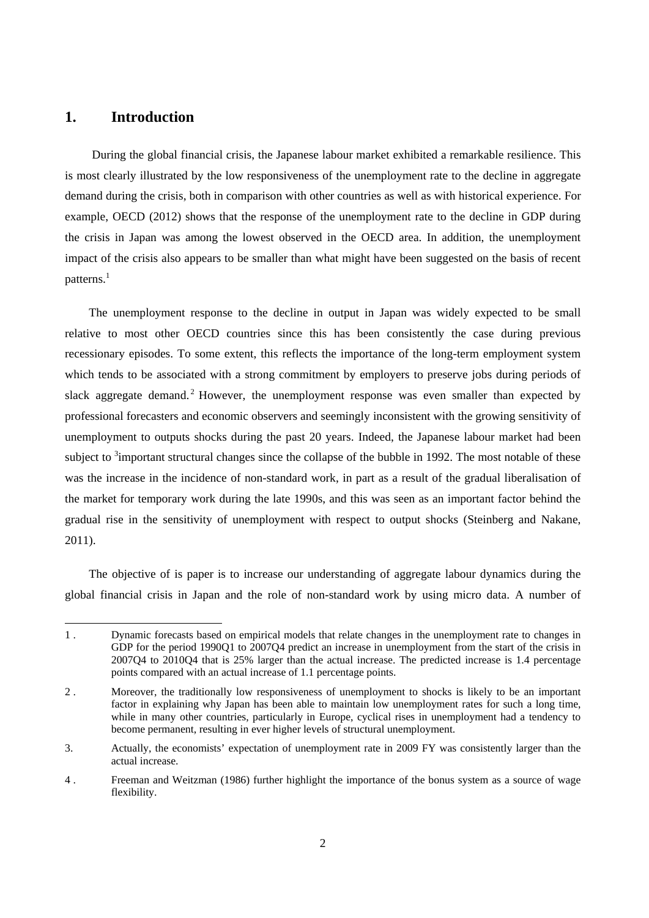## 1. Introduction

During the global financial crisis, the Japanese labour market exhibited a remarkable resilience. This is most clearly illustrated by the low responsiveness of the unemployment rate to the decline in aggregate demand during the crisis, both in comparison with other countries as well as with historical experience. For example, OECD (2012) shows that the response of the unemployment rate to the decline in GDP during the crisis in Japan was among the lowest observed in the OECD area. In addition, the unemployment impact of the crisis also appears to be smaller than what might have been suggested on the basis of recent patterns.[1]

The unemployment response to the decline in output in Japan was widely expected to be small relative to most other OECD countries since this has been consistently the case during previous recessionary episodes. To some extent, this reflects the importance of the long-term employment system which tends to be associated with a strong commitment by employers to preserve jobs during periods of slack aggregate demand.[2] However, the unemployment response was even smaller than expected by professional forecasters and economic observers and seemingly inconsistent with the growing sensitivity of unemployment to outputs shocks during the past 20 years. Indeed, the Japanese labour market had been subject to [3]important structural changes since the collapse of the bubble in 1992. The most notable of these was the increase in the incidence of non-standard work, in part as a result of the gradual liberalisation of the market for temporary work during the late 1990s, and this was seen as an important factor behind the gradual rise in the sensitivity of unemployment with respect to output shocks (Steinberg and Nakane, 2011).

The objective of is paper is to increase our understanding of aggregate labour dynamics during the global financial crisis in Japan and the role of non-standard work by using micro data. A number of

---

1 . Dynamic forecasts based on empirical models that relate changes in the unemployment rate to changes in GDP for the period 1990Q1 to 2007Q4 predict an increase in unemployment from the start of the crisis in 2007Q4 to 2010Q4 that is 25% larger than the actual increase. The predicted increase is 1.4 percentage points compared with an actual increase of 1.1 percentage points.

2 . Moreover, the traditionally low responsiveness of unemployment to shocks is likely to be an important factor in explaining why Japan has been able to maintain low unemployment rates for such a long time, while in many other countries, particularly in Europe, cyclical rises in unemployment had a tendency to become permanent, resulting in ever higher levels of structural unemployment.

3. Actually, the economists' expectation of unemployment rate in 2009 FY was consistently larger than the actual increase.

4 . Freeman and Weitzman (1986) further highlight the importance of the bonus system as a source of wage flexibility.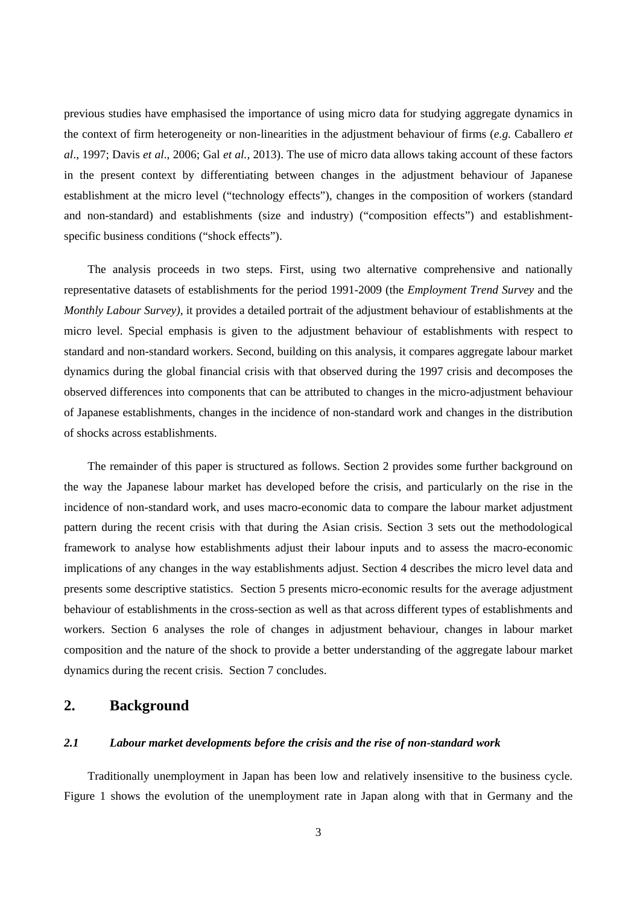previous studies have emphasised the importance of using micro data for studying aggregate dynamics in the context of firm heterogeneity or non-linearities in the adjustment behaviour of firms (*e.g.* Caballero *et al*., 1997; Davis *et al*., 2006; Gal *et al.,* 2013). The use of micro data allows taking account of these factors in the present context by differentiating between changes in the adjustment behaviour of Japanese establishment at the micro level ("technology effects"), changes in the composition of workers (standard and non-standard) and establishments (size and industry) ("composition effects") and establishment-specific business conditions ("shock effects").

The analysis proceeds in two steps. First, using two alternative comprehensive and nationally representative datasets of establishments for the period 1991-2009 (the *Employment Trend Survey* and the *Monthly Labour Survey)*, it provides a detailed portrait of the adjustment behaviour of establishments at the micro level. Special emphasis is given to the adjustment behaviour of establishments with respect to standard and non-standard workers. Second, building on this analysis, it compares aggregate labour market dynamics during the global financial crisis with that observed during the 1997 crisis and decomposes the observed differences into components that can be attributed to changes in the micro-adjustment behaviour of Japanese establishments, changes in the incidence of non-standard work and changes in the distribution of shocks across establishments.

The remainder of this paper is structured as follows. Section 2 provides some further background on the way the Japanese labour market has developed before the crisis, and particularly on the rise in the incidence of non-standard work, and uses macro-economic data to compare the labour market adjustment pattern during the recent crisis with that during the Asian crisis. Section 3 sets out the methodological framework to analyse how establishments adjust their labour inputs and to assess the macro-economic implications of any changes in the way establishments adjust. Section 4 describes the micro level data and presents some descriptive statistics. Section 5 presents micro-economic results for the average adjustment behaviour of establishments in the cross-section as well as that across different types of establishments and workers. Section 6 analyses the role of changes in adjustment behaviour, changes in labour market composition and the nature of the shock to provide a better understanding of the aggregate labour market dynamics during the recent crisis. Section 7 concludes.

## 2. Background

### *2.1 Labour market developments before the crisis and the rise of non-standard work*

Traditionally unemployment in Japan has been low and relatively insensitive to the business cycle. Figure 1 shows the evolution of the unemployment rate in Japan along with that in Germany and the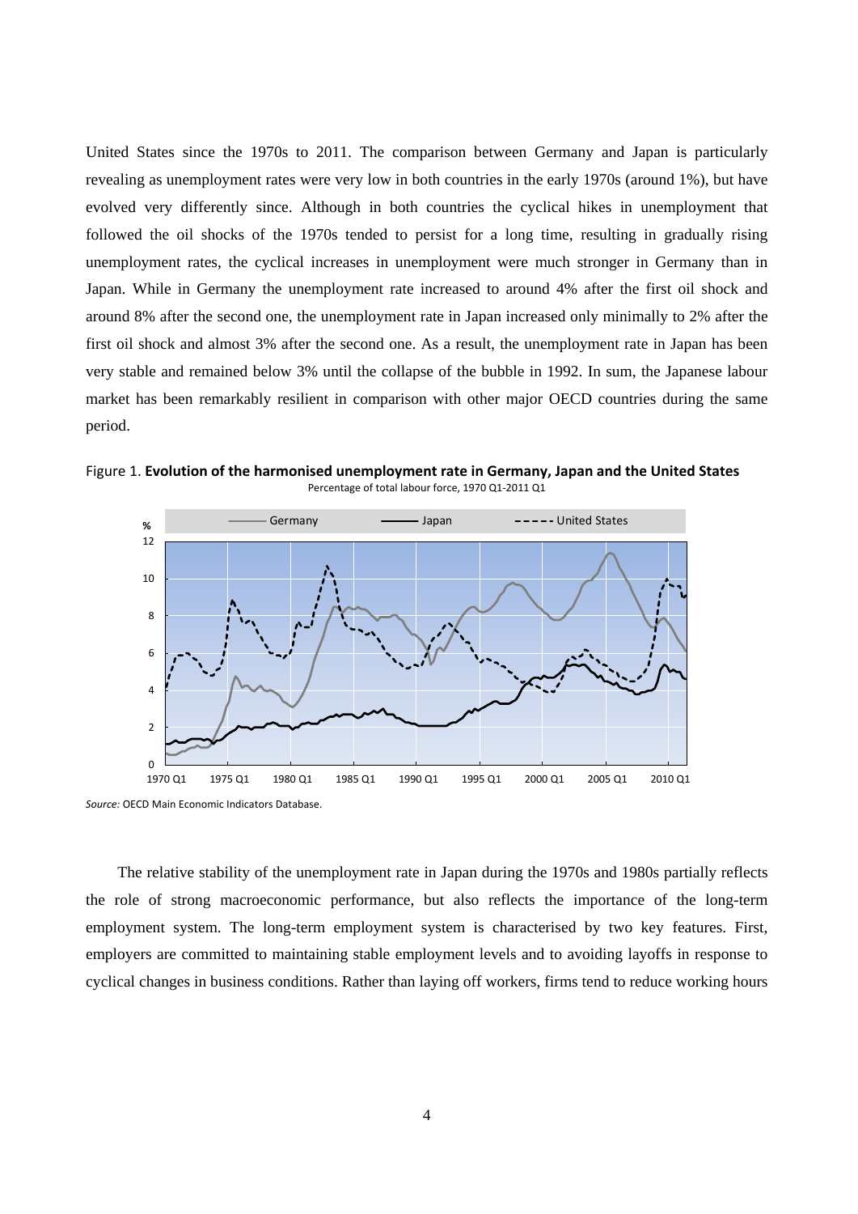United States since the 1970s to 2011. The comparison between Germany and Japan is particularly revealing as unemployment rates were very low in both countries in the early 1970s (around 1%), but have evolved very differently since. Although in both countries the cyclical hikes in unemployment that followed the oil shocks of the 1970s tended to persist for a long time, resulting in gradually rising unemployment rates, the cyclical increases in unemployment were much stronger in Germany than in Japan. While in Germany the unemployment rate increased to around 4% after the first oil shock and around 8% after the second one, the unemployment rate in Japan increased only minimally to 2% after the first oil shock and almost 3% after the second one. As a result, the unemployment rate in Japan has been very stable and remained below 3% until the collapse of the bubble in 1992. In sum, the Japanese labour market has been remarkably resilient in comparison with other major OECD countries during the same period.

Figure 1. **Evolution of the harmonised unemployment rate in Germany, Japan and the United States**

Percentage of total labour force, 1970 Q1-2011 Q1

Germany
Japan
United States

%
12
10
8
6
4
2
0

1970 Q1
1975 Q1
1980 Q1
1985 Q1
1990 Q1
1995 Q1
2000 Q1
2005 Q1
2010 Q1

*Source:* OECD Main Economic Indicators Database.

The relative stability of the unemployment rate in Japan during the 1970s and 1980s partially reflects the role of strong macroeconomic performance, but also reflects the importance of the long-term employment system. The long-term employment system is characterised by two key features. First, employers are committed to maintaining stable employment levels and to avoiding layoffs in response to cyclical changes in business conditions. Rather than laying off workers, firms tend to reduce working hours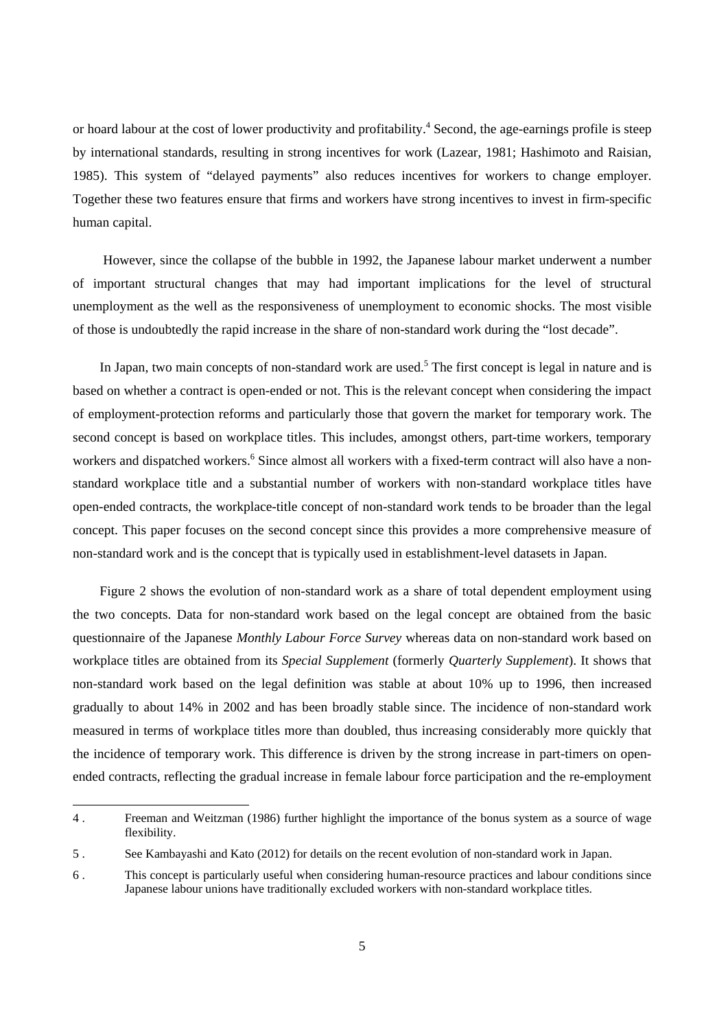or hoard labour at the cost of lower productivity and profitability.[4] Second, the age-earnings profile is steep by international standards, resulting in strong incentives for work (Lazear, 1981; Hashimoto and Raisian, 1985). This system of "delayed payments" also reduces incentives for workers to change employer. Together these two features ensure that firms and workers have strong incentives to invest in firm-specific human capital.

However, since the collapse of the bubble in 1992, the Japanese labour market underwent a number of important structural changes that may had important implications for the level of structural unemployment as the well as the responsiveness of unemployment to economic shocks. The most visible of those is undoubtedly the rapid increase in the share of non-standard work during the "lost decade".

In Japan, two main concepts of non-standard work are used.[5] The first concept is legal in nature and is based on whether a contract is open-ended or not. This is the relevant concept when considering the impact of employment-protection reforms and particularly those that govern the market for temporary work. The second concept is based on workplace titles. This includes, amongst others, part-time workers, temporary workers and dispatched workers.[6] Since almost all workers with a fixed-term contract will also have a non-standard workplace title and a substantial number of workers with non-standard workplace titles have open-ended contracts, the workplace-title concept of non-standard work tends to be broader than the legal concept. This paper focuses on the second concept since this provides a more comprehensive measure of non-standard work and is the concept that is typically used in establishment-level datasets in Japan.

Figure 2 shows the evolution of non-standard work as a share of total dependent employment using the two concepts. Data for non-standard work based on the legal concept are obtained from the basic questionnaire of the Japanese *Monthly Labour Force Survey* whereas data on non-standard work based on workplace titles are obtained from its *Special Supplement* (formerly *Quarterly Supplement*). It shows that non-standard work based on the legal definition was stable at about 10% up to 1996, then increased gradually to about 14% in 2002 and has been broadly stable since. The incidence of non-standard work measured in terms of workplace titles more than doubled, thus increasing considerably more quickly that the incidence of temporary work. This difference is driven by the strong increase in part-timers on open-ended contracts, reflecting the gradual increase in female labour force participation and the re-employment

---

4 . Freeman and Weitzman (1986) further highlight the importance of the bonus system as a source of wage flexibility.

5 . See Kambayashi and Kato (2012) for details on the recent evolution of non-standard work in Japan.

6 . This concept is particularly useful when considering human-resource practices and labour conditions since Japanese labour unions have traditionally excluded workers with non-standard workplace titles.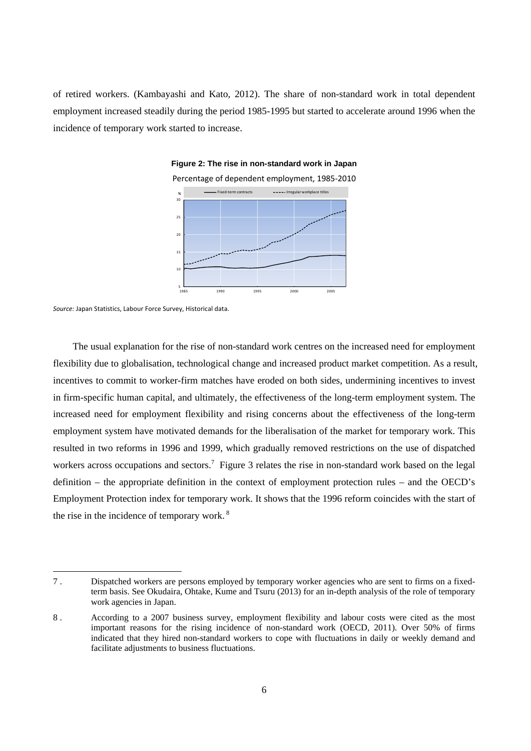of retired workers. (Kambayashi and Kato, 2012). The share of non-standard work in total dependent employment increased steadily during the period 1985-1995 but started to accelerate around 1996 when the incidence of temporary work started to increase.

**Figure 2: The rise in non-standard work in Japan**

Percentage of dependent employment, 1985-2010

%

Fixed-term contracts

Irregular workplace titles

30
25
20
15
10
5

1985 1990 1995 2000 2005

*Source:* Japan Statistics, Labour Force Survey, Historical data.

The usual explanation for the rise of non-standard work centres on the increased need for employment flexibility due to globalisation, technological change and increased product market competition. As a result, incentives to commit to worker-firm matches have eroded on both sides, undermining incentives to invest in firm-specific human capital, and ultimately, the effectiveness of the long-term employment system. The increased need for employment flexibility and rising concerns about the effectiveness of the long-term employment system have motivated demands for the liberalisation of the market for temporary work. This resulted in two reforms in 1996 and 1999, which gradually removed restrictions on the use of dispatched workers across occupations and sectors.[7] Figure 3 relates the rise in non-standard work based on the legal definition – the appropriate definition in the context of employment protection rules – and the OECD's Employment Protection index for temporary work. It shows that the 1996 reform coincides with the start of the rise in the incidence of temporary work.[8]

7 . Dispatched workers are persons employed by temporary worker agencies who are sent to firms on a fixed-term basis. See Okudaira, Ohtake, Kume and Tsuru (2013) for an in-depth analysis of the role of temporary work agencies in Japan.

8 . According to a 2007 business survey, employment flexibility and labour costs were cited as the most important reasons for the rising incidence of non-standard work (OECD, 2011). Over 50% of firms indicated that they hired non-standard workers to cope with fluctuations in daily or weekly demand and facilitate adjustments to business fluctuations.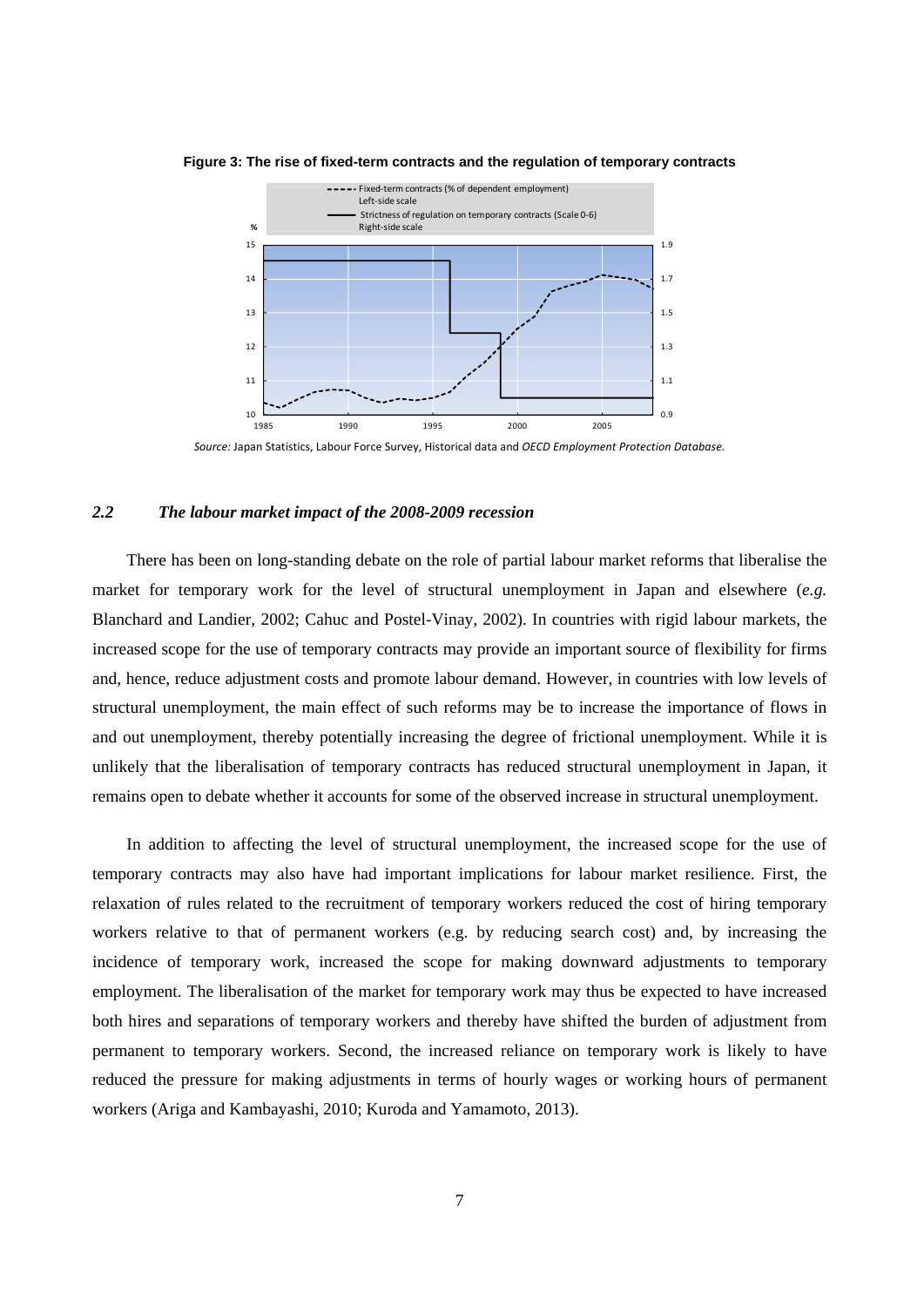**Figure 3: The rise of fixed-term contracts and the regulation of temporary contracts**

Fixed-term contracts (% of dependent employment) Left-side scale

Strictness of regulation on temporary contracts (Scale 0-6) Right-side scale

%

15
14
13
12
11
10

1.9
1.7
1.5
1.3
1.1
0.9

1985 1990 1995 2000 2005

*Source:* Japan Statistics, Labour Force Survey, Historical data and *OECD Employment Protection Database.*

### *2.2 The labour market impact of the 2008-2009 recession*

There has been on long-standing debate on the role of partial labour market reforms that liberalise the market for temporary work for the level of structural unemployment in Japan and elsewhere (*e.g.* Blanchard and Landier, 2002; Cahuc and Postel-Vinay, 2002). In countries with rigid labour markets, the increased scope for the use of temporary contracts may provide an important source of flexibility for firms and, hence, reduce adjustment costs and promote labour demand. However, in countries with low levels of structural unemployment, the main effect of such reforms may be to increase the importance of flows in and out unemployment, thereby potentially increasing the degree of frictional unemployment. While it is unlikely that the liberalisation of temporary contracts has reduced structural unemployment in Japan, it remains open to debate whether it accounts for some of the observed increase in structural unemployment.

In addition to affecting the level of structural unemployment, the increased scope for the use of temporary contracts may also have had important implications for labour market resilience. First, the relaxation of rules related to the recruitment of temporary workers reduced the cost of hiring temporary workers relative to that of permanent workers (e.g. by reducing search cost) and, by increasing the incidence of temporary work, increased the scope for making downward adjustments to temporary employment. The liberalisation of the market for temporary work may thus be expected to have increased both hires and separations of temporary workers and thereby have shifted the burden of adjustment from permanent to temporary workers. Second, the increased reliance on temporary work is likely to have reduced the pressure for making adjustments in terms of hourly wages or working hours of permanent workers (Ariga and Kambayashi, 2010; Kuroda and Yamamoto, 2013).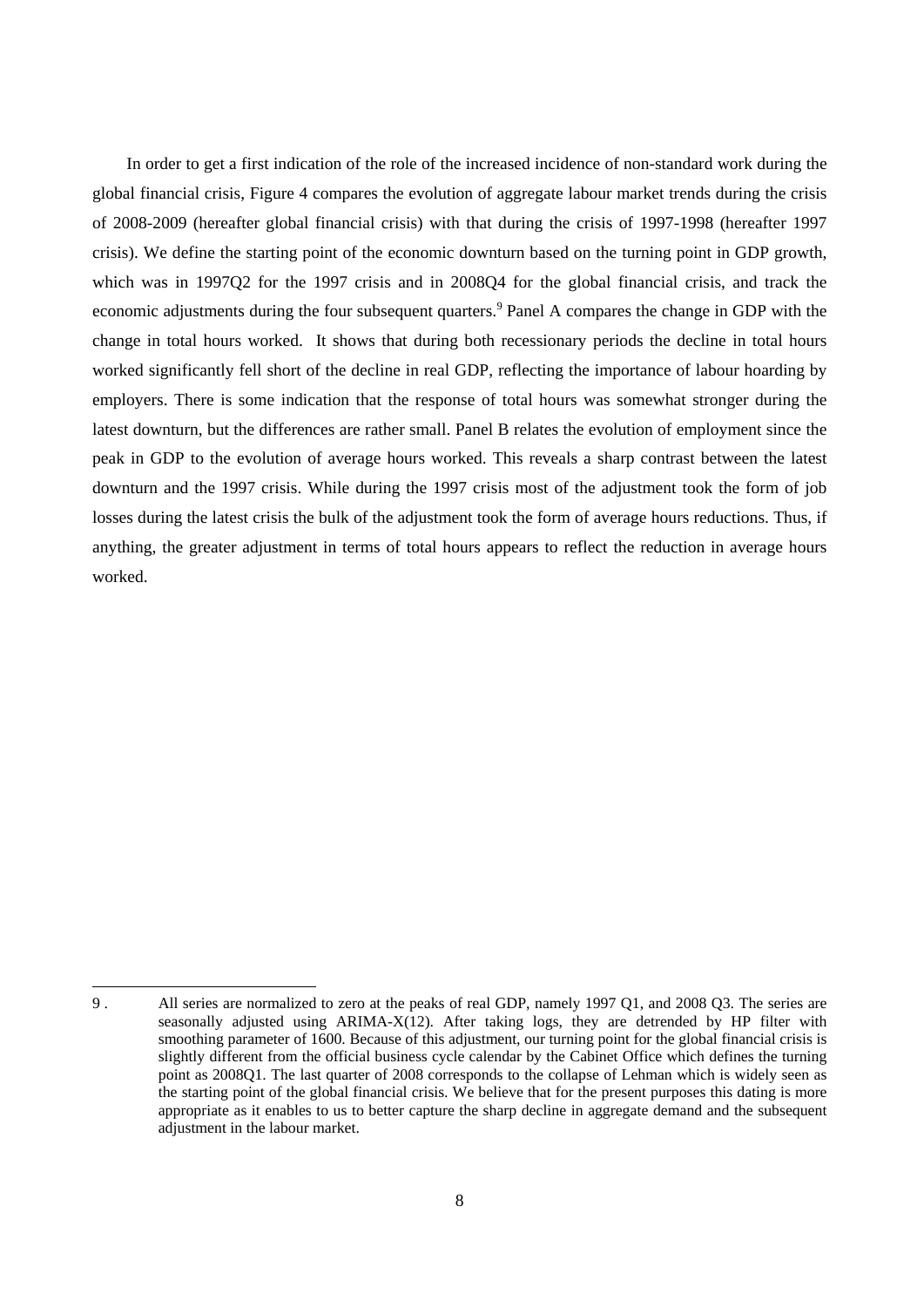In order to get a first indication of the role of the increased incidence of non-standard work during the global financial crisis, Figure 4 compares the evolution of aggregate labour market trends during the crisis of 2008-2009 (hereafter global financial crisis) with that during the crisis of 1997-1998 (hereafter 1997 crisis). We define the starting point of the economic downturn based on the turning point in GDP growth, which was in 1997Q2 for the 1997 crisis and in 2008Q4 for the global financial crisis, and track the economic adjustments during the four subsequent quarters.[9] Panel A compares the change in GDP with the change in total hours worked. It shows that during both recessionary periods the decline in total hours worked significantly fell short of the decline in real GDP, reflecting the importance of labour hoarding by employers. There is some indication that the response of total hours was somewhat stronger during the latest downturn, but the differences are rather small. Panel B relates the evolution of employment since the peak in GDP to the evolution of average hours worked. This reveals a sharp contrast between the latest downturn and the 1997 crisis. While during the 1997 crisis most of the adjustment took the form of job losses during the latest crisis the bulk of the adjustment took the form of average hours reductions. Thus, if anything, the greater adjustment in terms of total hours appears to reflect the reduction in average hours worked.

---

9 . All series are normalized to zero at the peaks of real GDP, namely 1997 Q1, and 2008 Q3. The series are seasonally adjusted using ARIMA-X(12). After taking logs, they are detrended by HP filter with smoothing parameter of 1600. Because of this adjustment, our turning point for the global financial crisis is slightly different from the official business cycle calendar by the Cabinet Office which defines the turning point as 2008Q1. The last quarter of 2008 corresponds to the collapse of Lehman which is widely seen as the starting point of the global financial crisis. We believe that for the present purposes this dating is more appropriate as it enables to us to better capture the sharp decline in aggregate demand and the subsequent adjustment in the labour market.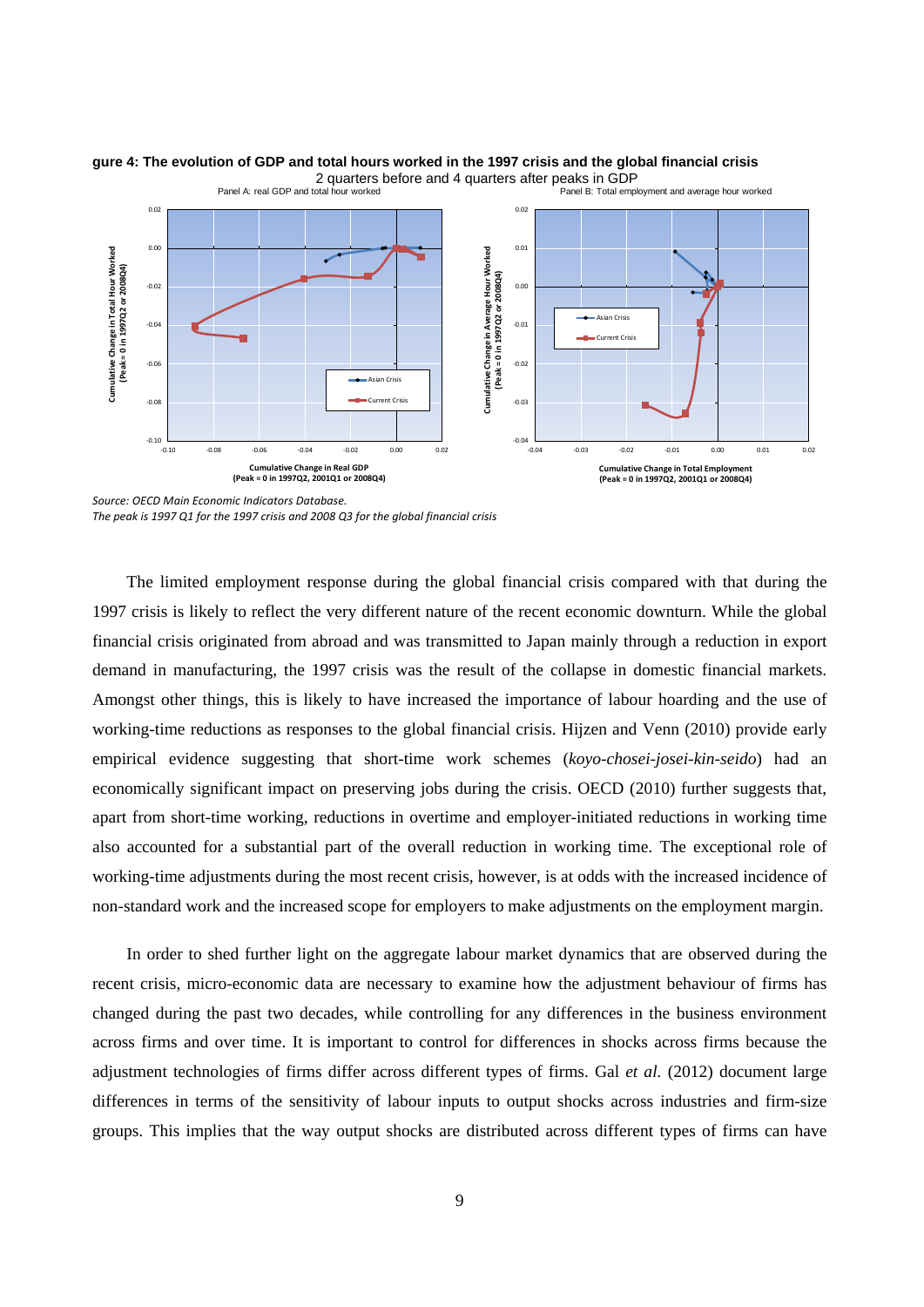gure 4: The evolution of GDP and total hours worked in the 1997 crisis and the global financial crisis

2 quarters before and 4 quarters after peaks in GDP

Panel A: real GDP and total hour worked

Cumulative Change in Total Hour Worked (Peak = 0 in 1997Q2 or 2008Q4)

0.02
0.00
-0.02
-0.04
-0.06
-0.08
-0.10

-0.10 -0.08 -0.06 -0.04 -0.02 0.00 0.02

Asian Crisis
Current Crisis

Cumulative Change in Real GDP (Peak = 0 in 1997Q2, 2001Q1 or 2008Q4)

Panel B: Total employment and average hour worked

Cumulative Change in Average Hour Worked (Peak = 0 in 1997Q2 or 2008Q4)

0.02
0.01
0.00
-0.01
-0.02
-0.03
-0.04

-0.04 -0.03 -0.02 -0.01 0.00 0.01 0.02

Asian Crisis
Current Crisis

Cumulative Change in Total Employment (Peak = 0 in 1997Q2, 2001Q1 or 2008Q4)

*Source: OECD Main Economic Indicators Database.*
*The peak is 1997 Q1 for the 1997 crisis and 2008 Q3 for the global financial crisis*

The limited employment response during the global financial crisis compared with that during the 1997 crisis is likely to reflect the very different nature of the recent economic downturn. While the global financial crisis originated from abroad and was transmitted to Japan mainly through a reduction in export demand in manufacturing, the 1997 crisis was the result of the collapse in domestic financial markets. Amongst other things, this is likely to have increased the importance of labour hoarding and the use of working-time reductions as responses to the global financial crisis. Hijzen and Venn (2010) provide early empirical evidence suggesting that short-time work schemes (*koyo-chosei-josei-kin-seido*) had an economically significant impact on preserving jobs during the crisis. OECD (2010) further suggests that, apart from short-time working, reductions in overtime and employer-initiated reductions in working time also accounted for a substantial part of the overall reduction in working time. The exceptional role of working-time adjustments during the most recent crisis, however, is at odds with the increased incidence of non-standard work and the increased scope for employers to make adjustments on the employment margin.

In order to shed further light on the aggregate labour market dynamics that are observed during the recent crisis, micro-economic data are necessary to examine how the adjustment behaviour of firms has changed during the past two decades, while controlling for any differences in the business environment across firms and over time. It is important to control for differences in shocks across firms because the adjustment technologies of firms differ across different types of firms. Gal *et al.* (2012) document large differences in terms of the sensitivity of labour inputs to output shocks across industries and firm-size groups. This implies that the way output shocks are distributed across different types of firms can have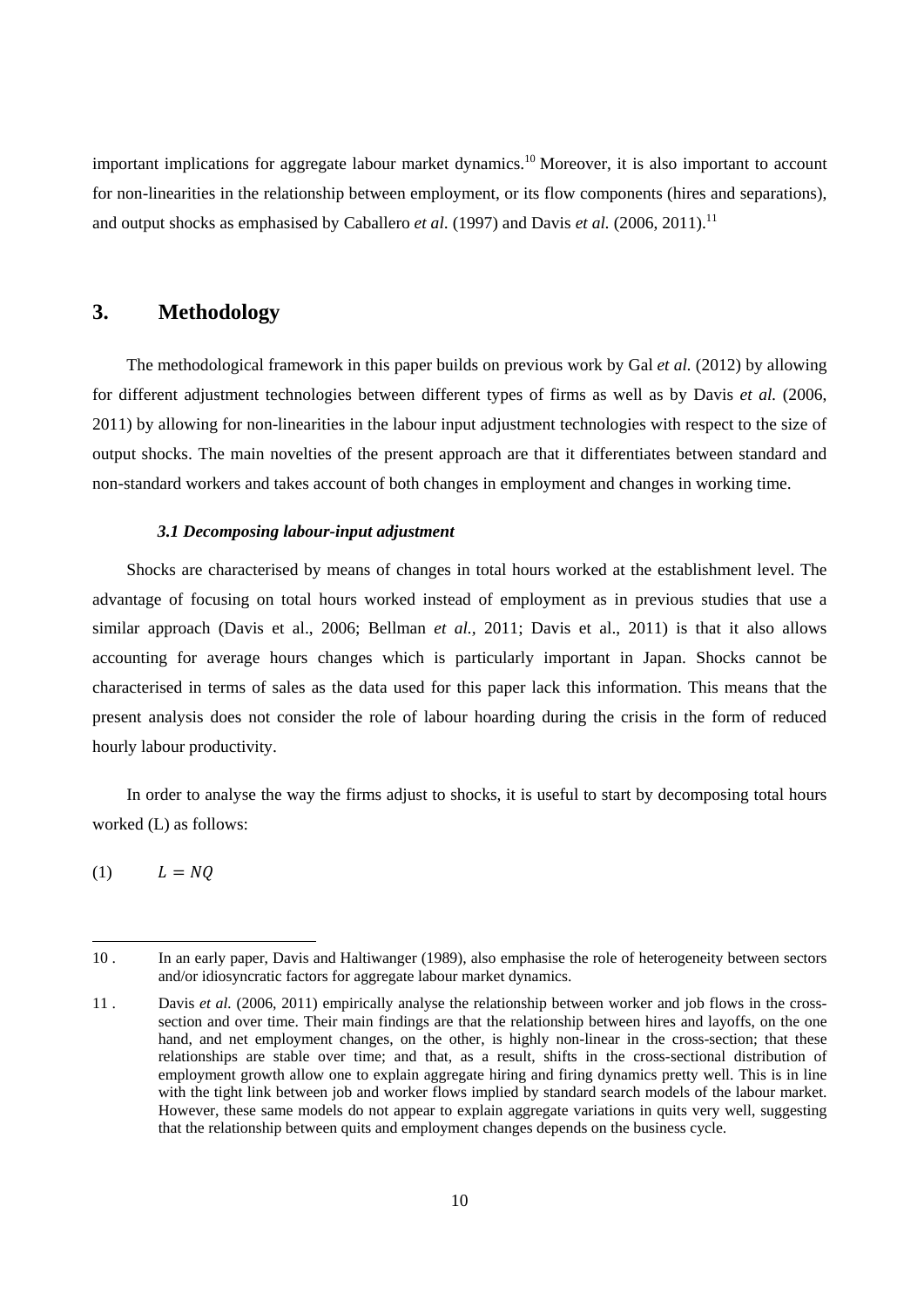important implications for aggregate labour market dynamics.[10] Moreover, it is also important to account for non-linearities in the relationship between employment, or its flow components (hires and separations), and output shocks as emphasised by Caballero *et al.* (1997) and Davis *et al.* (2006, 2011).[11]

## 3. Methodology

The methodological framework in this paper builds on previous work by Gal *et al.* (2012) by allowing for different adjustment technologies between different types of firms as well as by Davis *et al.* (2006, 2011) by allowing for non-linearities in the labour input adjustment technologies with respect to the size of output shocks. The main novelties of the present approach are that it differentiates between standard and non-standard workers and takes account of both changes in employment and changes in working time.

### *3.1 Decomposing labour-input adjustment*

Shocks are characterised by means of changes in total hours worked at the establishment level. The advantage of focusing on total hours worked instead of employment as in previous studies that use a similar approach (Davis et al., 2006; Bellman *et al.*, 2011; Davis et al., 2011) is that it also allows accounting for average hours changes which is particularly important in Japan. Shocks cannot be characterised in terms of sales as the data used for this paper lack this information. This means that the present analysis does not consider the role of labour hoarding during the crisis in the form of reduced hourly labour productivity.

In order to analyse the way the firms adjust to shocks, it is useful to start by decomposing total hours worked (L) as follows:

(1) $L = NQ$

---

10 . In an early paper, Davis and Haltiwanger (1989), also emphasise the role of heterogeneity between sectors and/or idiosyncratic factors for aggregate labour market dynamics.

11 . Davis *et al.* (2006, 2011) empirically analyse the relationship between worker and job flows in the cross-section and over time. Their main findings are that the relationship between hires and layoffs, on the one hand, and net employment changes, on the other, is highly non-linear in the cross-section; that these relationships are stable over time; and that, as a result, shifts in the cross-sectional distribution of employment growth allow one to explain aggregate hiring and firing dynamics pretty well. This is in line with the tight link between job and worker flows implied by standard search models of the labour market. However, these same models do not appear to explain aggregate variations in quits very well, suggesting that the relationship between quits and employment changes depends on the business cycle.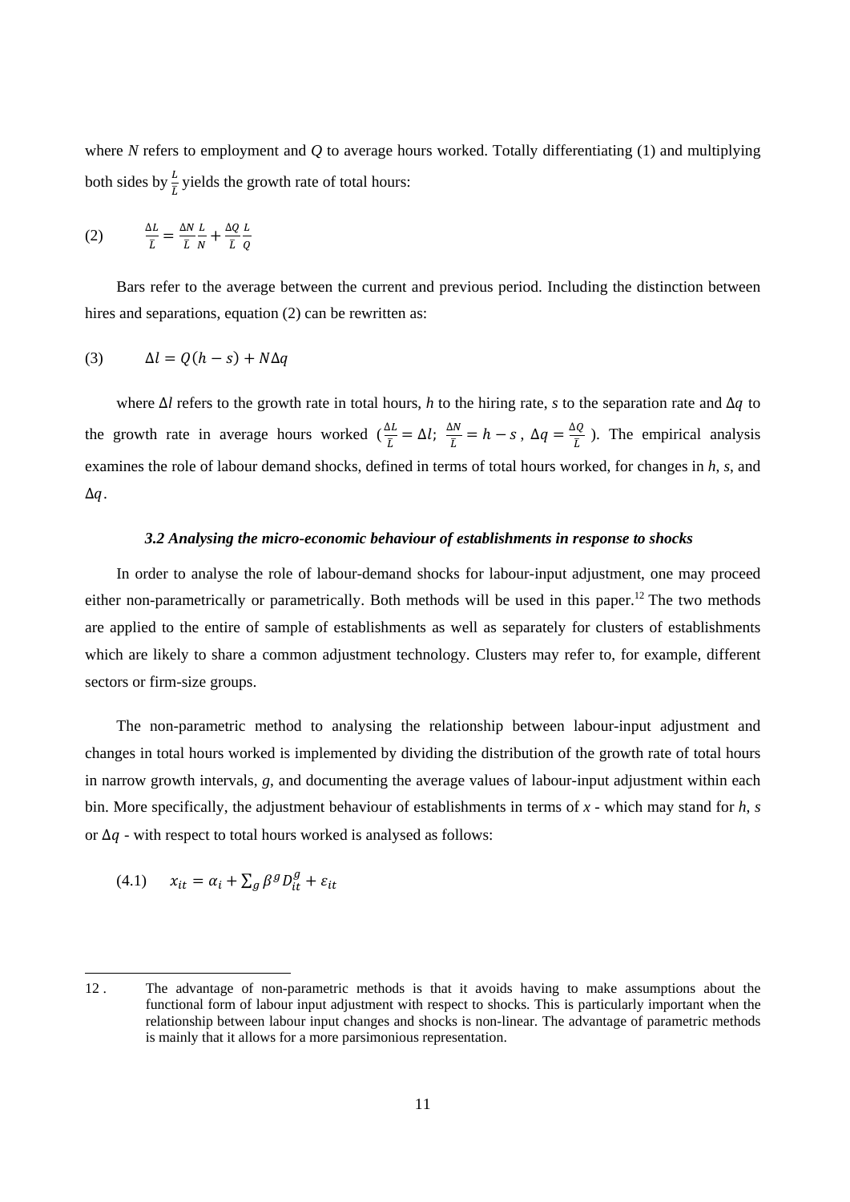where $N$ refers to employment and $Q$ to average hours worked. Totally differentiating (1) and multiplying both sides by $\frac{L}{\bar{L}}$ yields the growth rate of total hours:

$$(2) \qquad \frac{\Delta L}{\bar{L}} = \frac{\Delta N}{\bar{L}} \frac{L}{N} + \frac{\Delta Q}{\bar{L}} \frac{L}{Q}$$

Bars refer to the average between the current and previous period. Including the distinction between hires and separations, equation (2) can be rewritten as:

$$(3) \qquad \Delta l = Q(h - s) + N \Delta q$$

where $\Delta l$ refers to the growth rate in total hours, $h$ to the hiring rate, $s$ to the separation rate and $\Delta q$ to the growth rate in average hours worked ($\frac{\Delta L}{\bar{L}} = \Delta l$; $\frac{\Delta N}{\bar{L}} = h - s$ , $\Delta q = \frac{\Delta Q}{\bar{L}}$ ). The empirical analysis examines the role of labour demand shocks, defined in terms of total hours worked, for changes in $h$, $s$, and $\Delta q$.

### *3.2 Analysing the micro-economic behaviour of establishments in response to shocks*

In order to analyse the role of labour-demand shocks for labour-input adjustment, one may proceed either non-parametrically or parametrically. Both methods will be used in this paper.[12] The two methods are applied to the entire of sample of establishments as well as separately for clusters of establishments which are likely to share a common adjustment technology. Clusters may refer to, for example, different sectors or firm-size groups.

The non-parametric method to analysing the relationship between labour-input adjustment and changes in total hours worked is implemented by dividing the distribution of the growth rate of total hours in narrow growth intervals, $g$, and documenting the average values of labour-input adjustment within each bin. More specifically, the adjustment behaviour of establishments in terms of $x$ - which may stand for $h$, $s$ or $\Delta q$ - with respect to total hours worked is analysed as follows:

$$(4.1) \qquad x_{it} = \alpha_i + \sum_g \beta^g D_{it}^g + \varepsilon_{it}$$

12 . The advantage of non-parametric methods is that it avoids having to make assumptions about the functional form of labour input adjustment with respect to shocks. This is particularly important when the relationship between labour input changes and shocks is non-linear. The advantage of parametric methods is mainly that it allows for a more parsimonious representation.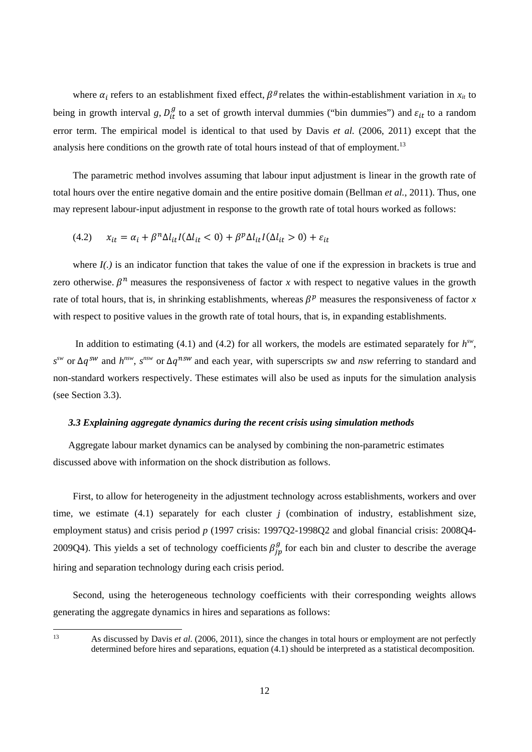where $\alpha_i$ refers to an establishment fixed effect, $\beta^g$ relates the within-establishment variation in $x_{it}$ to being in growth interval $g$, $D_{it}^g$ to a set of growth interval dummies ("bin dummies") and $\varepsilon_{it}$ to a random error term. The empirical model is identical to that used by Davis *et al.* (2006, 2011) except that the analysis here conditions on the growth rate of total hours instead of that of employment.[13]

The parametric method involves assuming that labour input adjustment is linear in the growth rate of total hours over the entire negative domain and the entire positive domain (Bellman *et al.*, 2011). Thus, one may represent labour-input adjustment in response to the growth rate of total hours worked as follows:

$$(4.2) \qquad x_{it} = \alpha_i + \beta^n \Delta l_{it} I(\Delta l_{it} < 0) + \beta^p \Delta l_{it} I(\Delta l_{it} > 0) + \varepsilon_{it}$$

where *I(.)* is an indicator function that takes the value of one if the expression in brackets is true and zero otherwise. $\beta^n$ measures the responsiveness of factor *x* with respect to negative values in the growth rate of total hours, that is, in shrinking establishments, whereas $\beta^p$ measures the responsiveness of factor *x* with respect to positive values in the growth rate of total hours, that is, in expanding establishments.

In addition to estimating (4.1) and (4.2) for all workers, the models are estimated separately for $h^{sw}$, $s^{sw}$ or $\Delta q^{sw}$ and $h^{nsw}$, $s^{nsw}$ or $\Delta q^{nsw}$ and each year, with superscripts *sw* and *nsw* referring to standard and non-standard workers respectively. These estimates will also be used as inputs for the simulation analysis (see Section 3.3).

### *3.3 Explaining aggregate dynamics during the recent crisis using simulation methods*

Aggregate labour market dynamics can be analysed by combining the non-parametric estimates discussed above with information on the shock distribution as follows.

First, to allow for heterogeneity in the adjustment technology across establishments, workers and over time, we estimate (4.1) separately for each cluster *j* (combination of industry, establishment size, employment status) and crisis period *p* (1997 crisis: 1997Q2-1998Q2 and global financial crisis: 2008Q4-2009Q4). This yields a set of technology coefficients $\beta_{jp}^g$ for each bin and cluster to describe the average hiring and separation technology during each crisis period.

Second, using the heterogeneous technology coefficients with their corresponding weights allows generating the aggregate dynamics in hires and separations as follows:

[13] As discussed by Davis *et al.* (2006, 2011), since the changes in total hours or employment are not perfectly determined before hires and separations, equation (4.1) should be interpreted as a statistical decomposition.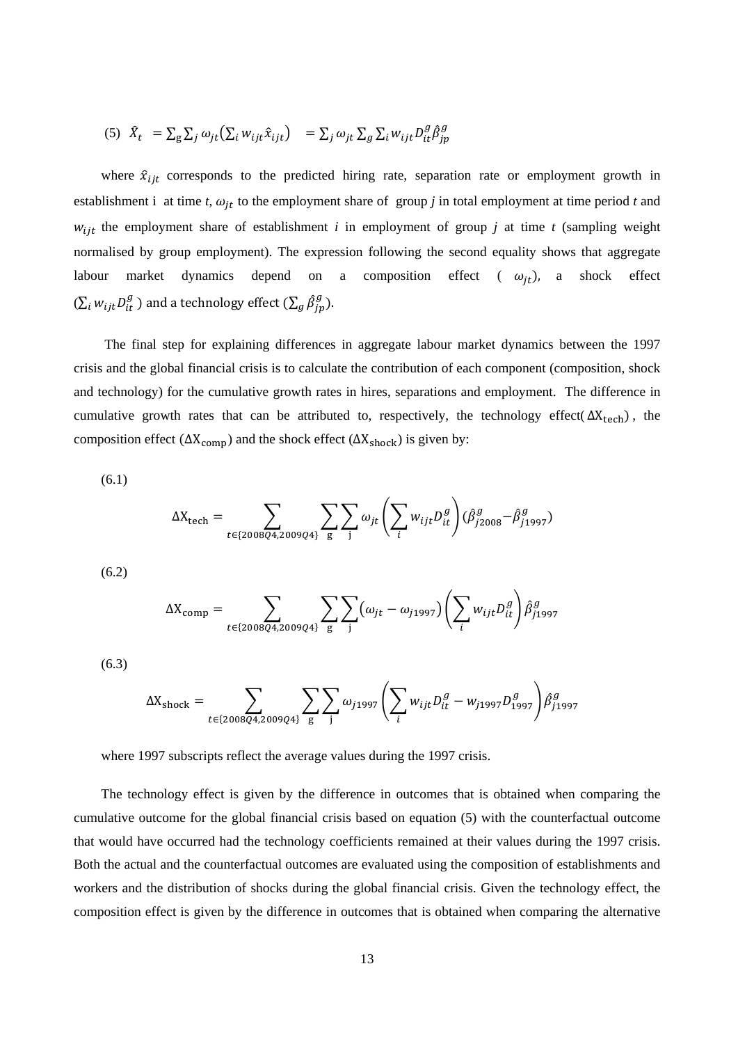(5) $\hat{X}_t = \sum_g \sum_j \omega_{jt} \left( \sum_i w_{ijt} \hat{x}_{ijt} \right) = \sum_j \omega_{jt} \sum_g \sum_i w_{ijt} D_{it}^g \hat{\beta}_{jp}^g$

where $\hat{x}_{ijt}$ corresponds to the predicted hiring rate, separation rate or employment growth in establishment i at time *t*, $\omega_{jt}$ to the employment share of group *j* in total employment at time period *t* and $w_{ijt}$ the employment share of establishment *i* in employment of group *j* at time *t* (sampling weight normalised by group employment). The expression following the second equality shows that aggregate labour market dynamics depend on a composition effect ( $\omega_{jt}$), a shock effect ($\sum_i w_{ijt} D_{it}^g$ ) and a technology effect ($\sum_g \hat{\beta}_{jp}^g$).

The final step for explaining differences in aggregate labour market dynamics between the 1997 crisis and the global financial crisis is to calculate the contribution of each component (composition, shock and technology) for the cumulative growth rates in hires, separations and employment. The difference in cumulative growth rates that can be attributed to, respectively, the technology effect($\Delta X_{\text{tech}}$) , the composition effect ($\Delta X_{\text{comp}}$) and the shock effect ($\Delta X_{\text{shock}}$) is given by:

(6.1)

$$\Delta X_{\text{tech}} = \sum_{t \in \{2008Q4, 2009Q4\}} \sum_{g} \sum_{j} \omega_{jt} \left( \sum_{i} w_{ijt} D_{it}^{g} \right) (\hat{\beta}_{j2008}^{g} - \hat{\beta}_{j1997}^{g})$$

(6.2)

$$\Delta X_{\text{comp}} = \sum_{t \in \{2008Q4, 2009Q4\}} \sum_{g} \sum_{j} \left( \omega_{jt} - \omega_{j1997} \right) \left( \sum_{i} w_{ijt} D_{it}^{g} \right) \hat{\beta}_{j1997}^{g}$$

(6.3)

$$\Delta X_{\text{shock}} = \sum_{t \in \{2008Q4, 2009Q4\}} \sum_{g} \sum_{j} \omega_{j1997} \left( \sum_{i} w_{ijt} D_{it}^{g} - w_{j1997} D_{1997}^{g} \right) \hat{\beta}_{j1997}^{g}$$

where 1997 subscripts reflect the average values during the 1997 crisis.

The technology effect is given by the difference in outcomes that is obtained when comparing the cumulative outcome for the global financial crisis based on equation (5) with the counterfactual outcome that would have occurred had the technology coefficients remained at their values during the 1997 crisis. Both the actual and the counterfactual outcomes are evaluated using the composition of establishments and workers and the distribution of shocks during the global financial crisis. Given the technology effect, the composition effect is given by the difference in outcomes that is obtained when comparing the alternative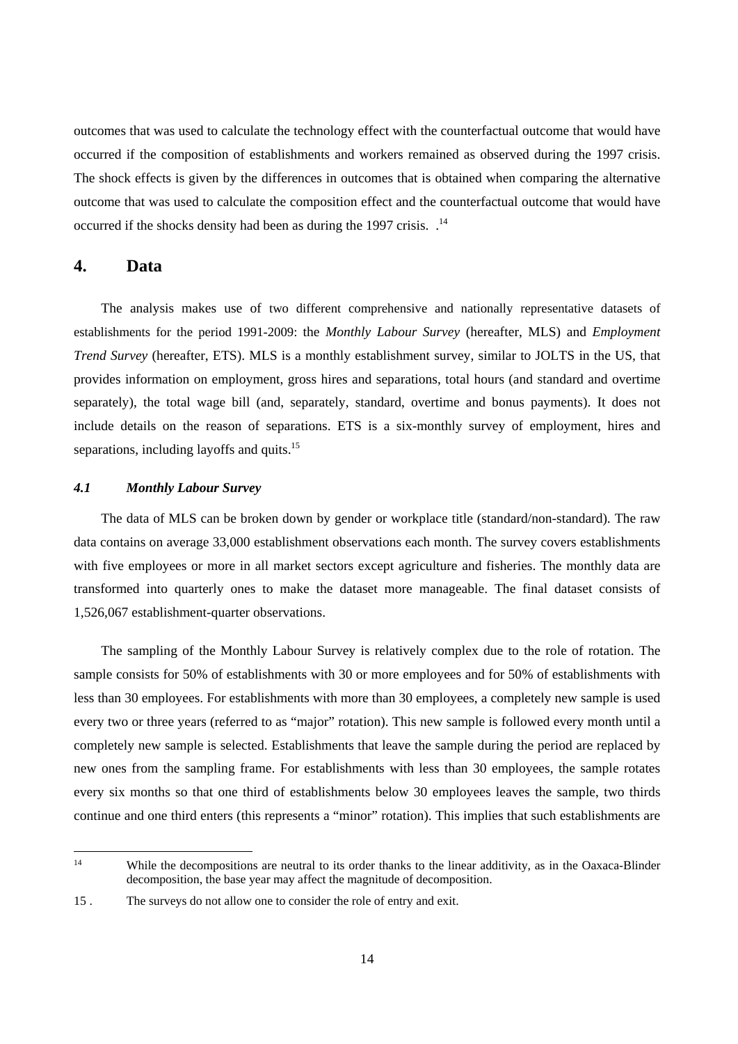outcomes that was used to calculate the technology effect with the counterfactual outcome that would have occurred if the composition of establishments and workers remained as observed during the 1997 crisis. The shock effects is given by the differences in outcomes that is obtained when comparing the alternative outcome that was used to calculate the composition effect and the counterfactual outcome that would have occurred if the shocks density had been as during the 1997 crisis. .[14]

## 4. Data

The analysis makes use of two different comprehensive and nationally representative datasets of establishments for the period 1991-2009: the *Monthly Labour Survey* (hereafter, MLS) and *Employment Trend Survey* (hereafter, ETS). MLS is a monthly establishment survey, similar to JOLTS in the US, that provides information on employment, gross hires and separations, total hours (and standard and overtime separately), the total wage bill (and, separately, standard, overtime and bonus payments). It does not include details on the reason of separations. ETS is a six-monthly survey of employment, hires and separations, including layoffs and quits.[15]

### *4.1 Monthly Labour Survey*

The data of MLS can be broken down by gender or workplace title (standard/non-standard). The raw data contains on average 33,000 establishment observations each month. The survey covers establishments with five employees or more in all market sectors except agriculture and fisheries. The monthly data are transformed into quarterly ones to make the dataset more manageable. The final dataset consists of 1,526,067 establishment-quarter observations.

The sampling of the Monthly Labour Survey is relatively complex due to the role of rotation. The sample consists for 50% of establishments with 30 or more employees and for 50% of establishments with less than 30 employees. For establishments with more than 30 employees, a completely new sample is used every two or three years (referred to as "major" rotation). This new sample is followed every month until a completely new sample is selected. Establishments that leave the sample during the period are replaced by new ones from the sampling frame. For establishments with less than 30 employees, the sample rotates every six months so that one third of establishments below 30 employees leaves the sample, two thirds continue and one third enters (this represents a "minor" rotation). This implies that such establishments are

---

[14] While the decompositions are neutral to its order thanks to the linear additivity, as in the Oaxaca-Blinder decomposition, the base year may affect the magnitude of decomposition.

[15] The surveys do not allow one to consider the role of entry and exit.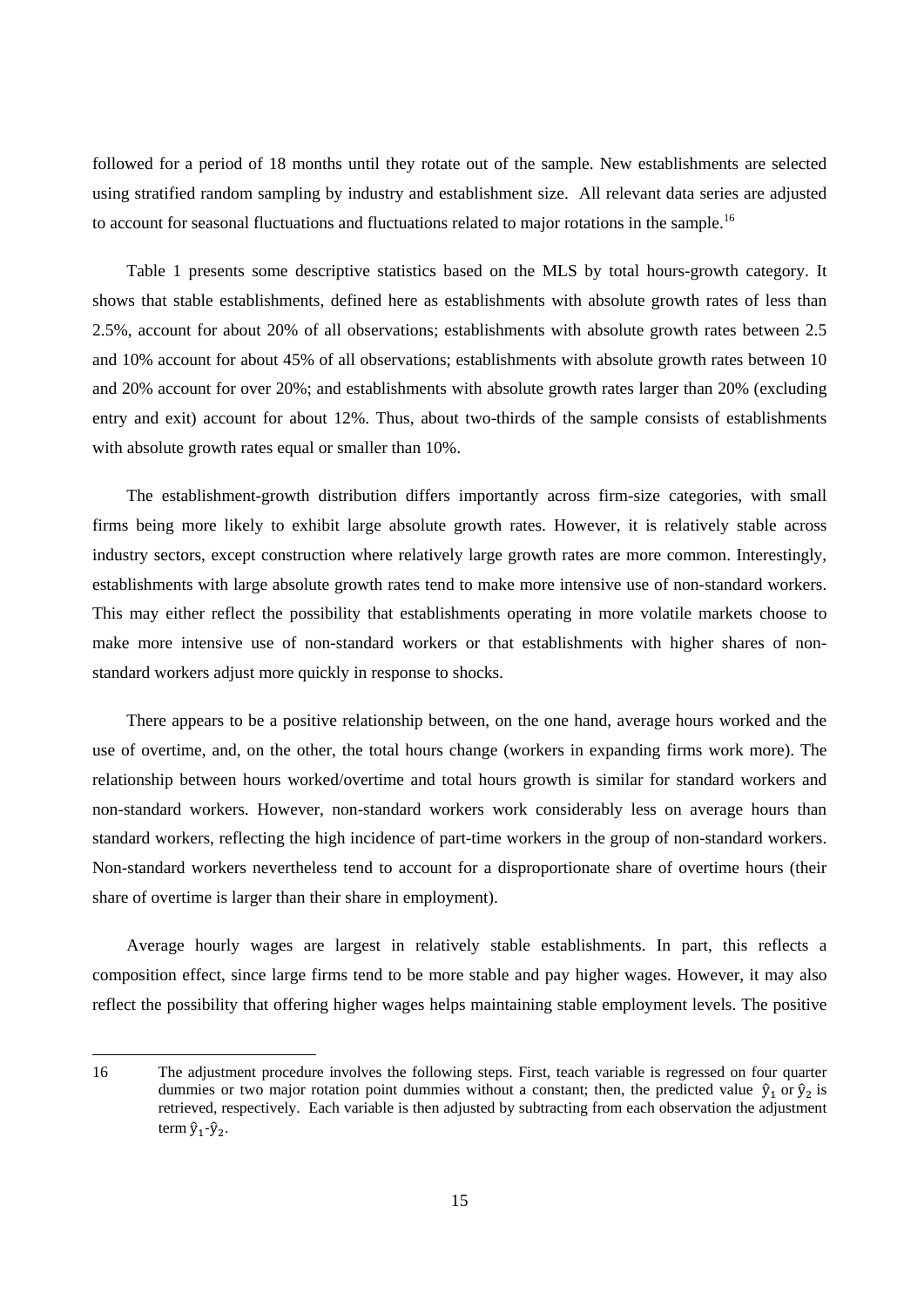followed for a period of 18 months until they rotate out of the sample. New establishments are selected using stratified random sampling by industry and establishment size. All relevant data series are adjusted to account for seasonal fluctuations and fluctuations related to major rotations in the sample.[16]

Table 1 presents some descriptive statistics based on the MLS by total hours-growth category. It shows that stable establishments, defined here as establishments with absolute growth rates of less than 2.5%, account for about 20% of all observations; establishments with absolute growth rates between 2.5 and 10% account for about 45% of all observations; establishments with absolute growth rates between 10 and 20% account for over 20%; and establishments with absolute growth rates larger than 20% (excluding entry and exit) account for about 12%. Thus, about two-thirds of the sample consists of establishments with absolute growth rates equal or smaller than 10%.

The establishment-growth distribution differs importantly across firm-size categories, with small firms being more likely to exhibit large absolute growth rates. However, it is relatively stable across industry sectors, except construction where relatively large growth rates are more common. Interestingly, establishments with large absolute growth rates tend to make more intensive use of non-standard workers. This may either reflect the possibility that establishments operating in more volatile markets choose to make more intensive use of non-standard workers or that establishments with higher shares of non-standard workers adjust more quickly in response to shocks.

There appears to be a positive relationship between, on the one hand, average hours worked and the use of overtime, and, on the other, the total hours change (workers in expanding firms work more). The relationship between hours worked/overtime and total hours growth is similar for standard workers and non-standard workers. However, non-standard workers work considerably less on average hours than standard workers, reflecting the high incidence of part-time workers in the group of non-standard workers. Non-standard workers nevertheless tend to account for a disproportionate share of overtime hours (their share of overtime is larger than their share in employment).

Average hourly wages are largest in relatively stable establishments. In part, this reflects a composition effect, since large firms tend to be more stable and pay higher wages. However, it may also reflect the possibility that offering higher wages helps maintaining stable employment levels. The positive

---

16 The adjustment procedure involves the following steps. First, teach variable is regressed on four quarter dummies or two major rotation point dummies without a constant; then, the predicted value $\hat{y}_1$ or $\hat{y}_2$ is retrieved, respectively. Each variable is then adjusted by subtracting from each observation the adjustment term $\hat{y}_1$-$\hat{y}_2$.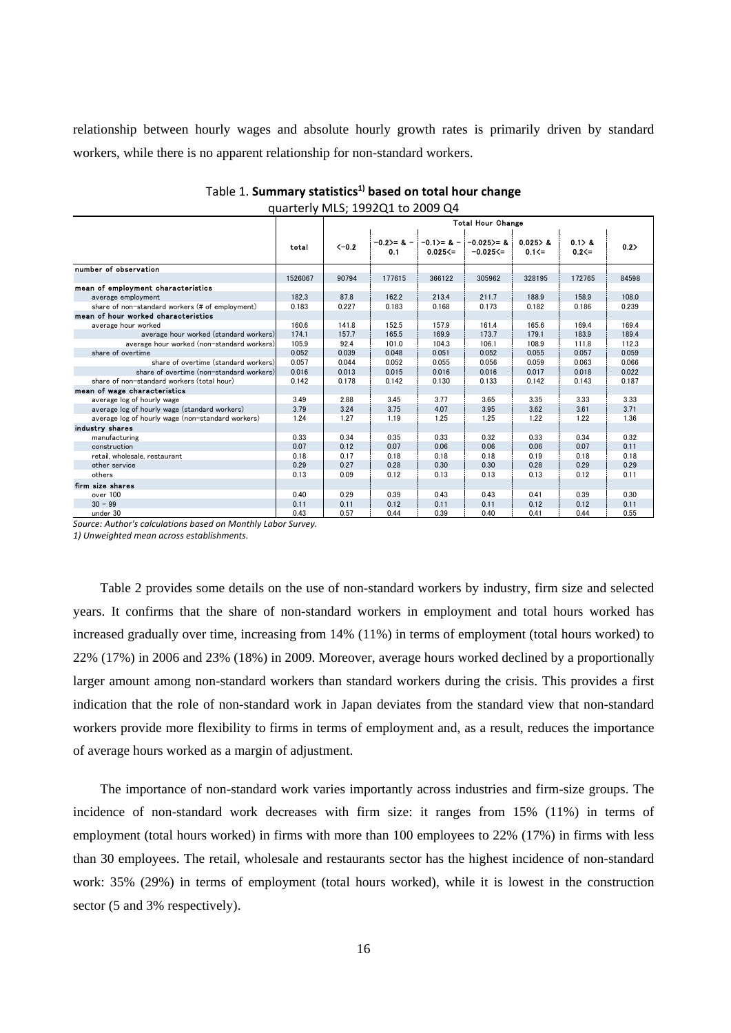relationship between hourly wages and absolute hourly growth rates is primarily driven by standard workers, while there is no apparent relationship for non-standard workers.

Table 1. **Summary statistics[1)] based on total hour change**
quarterly MLS; 1992Q1 to 2009 Q4

| | total | Total Hour Change | | | | | | |
|---|---|---|---|---|---|---|---|---|
| | | <-0.2 | -0.2>= & - 0.1 | -0.1>= & - 0.025<= | -0.025>= & -0.025<= | 0.025> & 0.1<= | 0.1> & 0.2<= | 0.2> |
| **number of observation** | | | | | | | | |
| | 1526067 | 90794 | 177615 | 366122 | 305962 | 328195 | 172765 | 84598 |
| **mean of employment characteristics** | | | | | | | | |
| average employment | 182.3 | 87.8 | 162.2 | 213.4 | 211.7 | 188.9 | 158.9 | 108.0 |
| share of non-standard workers (# of employment) | 0.183 | 0.227 | 0.183 | 0.168 | 0.173 | 0.182 | 0.186 | 0.239 |
| **mean of hour worked characteristics** | | | | | | | | |
| average hour worked | 160.6 | 141.8 | 152.5 | 157.9 | 161.4 | 165.6 | 169.4 | 169.4 |
| average hour worked (standard workers) | 174.1 | 157.7 | 165.5 | 169.9 | 173.7 | 179.1 | 183.9 | 189.4 |
| average hour worked (non-standard workers) | 105.9 | 92.4 | 101.0 | 104.3 | 106.1 | 108.9 | 111.8 | 112.3 |
| share of overtime | 0.052 | 0.039 | 0.048 | 0.051 | 0.052 | 0.055 | 0.057 | 0.059 |
| share of overtime (standard workers) | 0.057 | 0.044 | 0.052 | 0.055 | 0.056 | 0.059 | 0.063 | 0.066 |
| share of overtime (non-standard workers) | 0.016 | 0.013 | 0.015 | 0.016 | 0.016 | 0.017 | 0.018 | 0.022 |
| share of non-standard workers (total hour) | 0.142 | 0.178 | 0.142 | 0.130 | 0.133 | 0.142 | 0.143 | 0.187 |
| **mean of wage characteristics** | | | | | | | | |
| average log of hourly wage | 3.49 | 2.88 | 3.45 | 3.77 | 3.65 | 3.35 | 3.33 | 3.33 |
| average log of hourly wage (standard workers) | 3.79 | 3.24 | 3.75 | 4.07 | 3.95 | 3.62 | 3.61 | 3.71 |
| average log of hourly wage (non-standard workers) | 1.24 | 1.27 | 1.19 | 1.25 | 1.25 | 1.22 | 1.22 | 1.36 |
| **industry shares** | | | | | | | | |
| manufacturing | 0.33 | 0.34 | 0.35 | 0.33 | 0.32 | 0.33 | 0.34 | 0.32 |
| construction | 0.07 | 0.12 | 0.07 | 0.06 | 0.06 | 0.06 | 0.07 | 0.11 |
| retail, wholesale, restaurant | 0.18 | 0.17 | 0.18 | 0.18 | 0.18 | 0.19 | 0.18 | 0.18 |
| other service | 0.29 | 0.27 | 0.28 | 0.30 | 0.30 | 0.28 | 0.29 | 0.29 |
| others | 0.13 | 0.09 | 0.12 | 0.13 | 0.13 | 0.13 | 0.12 | 0.11 |
| **firm size shares** | | | | | | | | |
| over 100 | 0.40 | 0.29 | 0.39 | 0.43 | 0.43 | 0.41 | 0.39 | 0.30 |
| 30 - 99 | 0.11 | 0.11 | 0.12 | 0.11 | 0.11 | 0.12 | 0.12 | 0.11 |
| under 30 | 0.43 | 0.57 | 0.44 | 0.39 | 0.40 | 0.41 | 0.44 | 0.55 |

*Source: Author's calculations based on Monthly Labor Survey.*
*1) Unweighted mean across establishments.*

Table 2 provides some details on the use of non-standard workers by industry, firm size and selected years. It confirms that the share of non-standard workers in employment and total hours worked has increased gradually over time, increasing from 14% (11%) in terms of employment (total hours worked) to 22% (17%) in 2006 and 23% (18%) in 2009. Moreover, average hours worked declined by a proportionally larger amount among non-standard workers than standard workers during the crisis. This provides a first indication that the role of non-standard work in Japan deviates from the standard view that non-standard workers provide more flexibility to firms in terms of employment and, as a result, reduces the importance of average hours worked as a margin of adjustment.

The importance of non-standard work varies importantly across industries and firm-size groups. The incidence of non-standard work decreases with firm size: it ranges from 15% (11%) in terms of employment (total hours worked) in firms with more than 100 employees to 22% (17%) in firms with less than 30 employees. The retail, wholesale and restaurants sector has the highest incidence of non-standard work: 35% (29%) in terms of employment (total hours worked), while it is lowest in the construction sector (5 and 3% respectively).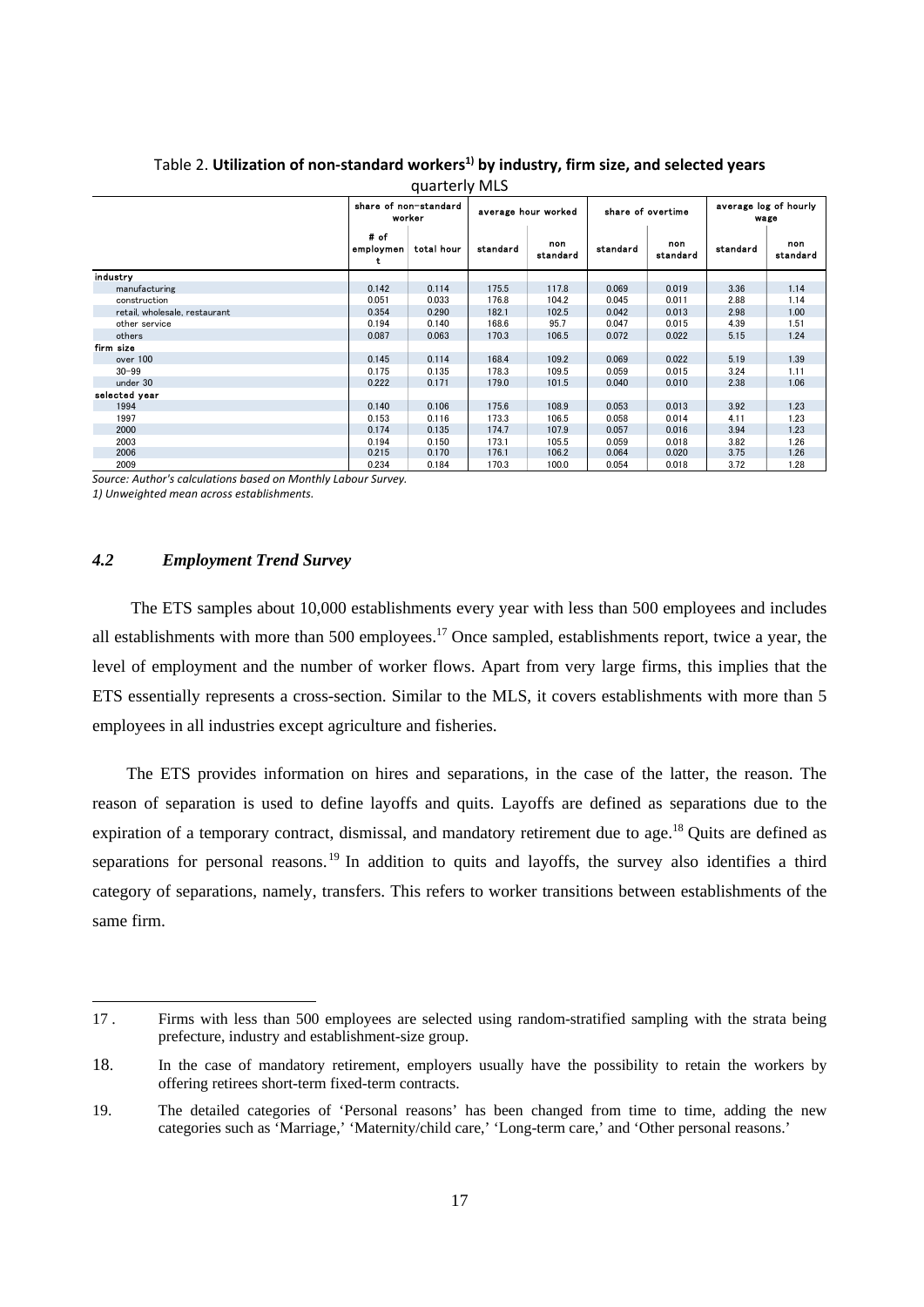Table 2. **Utilization of non-standard workers[1)] by industry, firm size, and selected years**

quarterly MLS

| | share of non-standard worker | | average hour worked | | share of overtime | | average log of hourly wage | |
|---|---|---|---|---|---|---|---|---|
| | # of employment | total hour | standard | non standard | standard | non standard | standard | non standard |
| **industry** | | | | | | | | |
| manufacturing | 0.142 | 0.114 | 175.5 | 117.8 | 0.069 | 0.019 | 3.36 | 1.14 |
| construction | 0.051 | 0.033 | 176.8 | 104.2 | 0.045 | 0.011 | 2.88 | 1.14 |
| retail, wholesale, restaurant | 0.354 | 0.290 | 182.1 | 102.5 | 0.042 | 0.013 | 2.98 | 1.00 |
| other service | 0.194 | 0.140 | 168.6 | 95.7 | 0.047 | 0.015 | 4.39 | 1.51 |
| others | 0.087 | 0.063 | 170.3 | 106.5 | 0.072 | 0.022 | 5.15 | 1.24 |
| **firm size** | | | | | | | | |
| over 100 | 0.145 | 0.114 | 168.4 | 109.2 | 0.069 | 0.022 | 5.19 | 1.39 |
| 30-99 | 0.175 | 0.135 | 178.3 | 109.5 | 0.059 | 0.015 | 3.24 | 1.11 |
| under 30 | 0.222 | 0.171 | 179.0 | 101.5 | 0.040 | 0.010 | 2.38 | 1.06 |
| **selected year** | | | | | | | | |
| 1994 | 0.140 | 0.106 | 175.6 | 108.9 | 0.053 | 0.013 | 3.92 | 1.23 |
| 1997 | 0.153 | 0.116 | 173.3 | 106.5 | 0.058 | 0.014 | 4.11 | 1.23 |
| 2000 | 0.174 | 0.135 | 174.7 | 107.9 | 0.057 | 0.016 | 3.94 | 1.23 |
| 2003 | 0.194 | 0.150 | 173.1 | 105.5 | 0.059 | 0.018 | 3.82 | 1.26 |
| 2006 | 0.215 | 0.170 | 176.1 | 106.2 | 0.064 | 0.020 | 3.75 | 1.26 |
| 2009 | 0.234 | 0.184 | 170.3 | 100.0 | 0.054 | 0.018 | 3.72 | 1.28 |

*Source: Author's calculations based on Monthly Labour Survey.*

*1) Unweighted mean across establishments.*

### *4.2 Employment Trend Survey*

The ETS samples about 10,000 establishments every year with less than 500 employees and includes all establishments with more than 500 employees.[17] Once sampled, establishments report, twice a year, the level of employment and the number of worker flows. Apart from very large firms, this implies that the ETS essentially represents a cross-section. Similar to the MLS, it covers establishments with more than 5 employees in all industries except agriculture and fisheries.

The ETS provides information on hires and separations, in the case of the latter, the reason. The reason of separation is used to define layoffs and quits. Layoffs are defined as separations due to the expiration of a temporary contract, dismissal, and mandatory retirement due to age.[18] Quits are defined as separations for personal reasons.[19] In addition to quits and layoffs, the survey also identifies a third category of separations, namely, transfers. This refers to worker transitions between establishments of the same firm.

17. Firms with less than 500 employees are selected using random-stratified sampling with the strata being prefecture, industry and establishment-size group.

18. In the case of mandatory retirement, employers usually have the possibility to retain the workers by offering retirees short-term fixed-term contracts.

19. The detailed categories of 'Personal reasons' has been changed from time to time, adding the new categories such as 'Marriage,' 'Maternity/child care,' 'Long-term care,' and 'Other personal reasons.'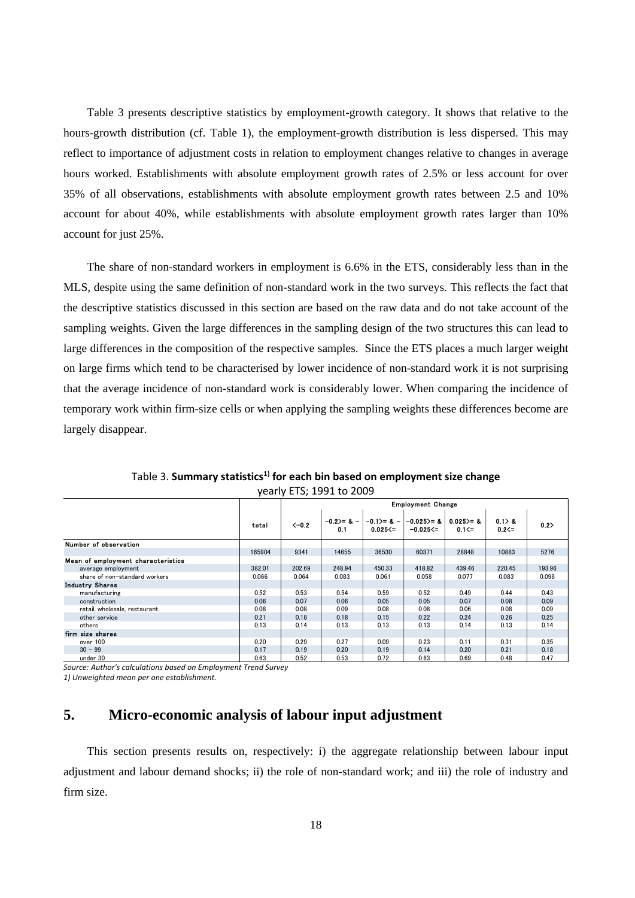Table 3 presents descriptive statistics by employment-growth category. It shows that relative to the hours-growth distribution (cf. Table 1), the employment-growth distribution is less dispersed. This may reflect to importance of adjustment costs in relation to employment changes relative to changes in average hours worked. Establishments with absolute employment growth rates of 2.5% or less account for over 35% of all observations, establishments with absolute employment growth rates between 2.5 and 10% account for about 40%, while establishments with absolute employment growth rates larger than 10% account for just 25%.

The share of non-standard workers in employment is 6.6% in the ETS, considerably less than in the MLS, despite using the same definition of non-standard work in the two surveys. This reflects the fact that the descriptive statistics discussed in this section are based on the raw data and do not take account of the sampling weights. Given the large differences in the sampling design of the two structures this can lead to large differences in the composition of the respective samples. Since the ETS places a much larger weight on large firms which tend to be characterised by lower incidence of non-standard work it is not surprising that the average incidence of non-standard work is considerably lower. When comparing the incidence of temporary work within firm-size cells or when applying the sampling weights these differences become are largely disappear.

Table 3. **Summary statistics[1)] for each bin based on employment size change**
yearly ETS; 1991 to 2009

| | | Employment Change | | | | | | |
|---|---|---|---|---|---|---|---|---|
| | total | <-0.2 | -0.2>= & -0.1 | -0.1>= & 0.025<= | -0.025>= & -0.025<= | 0.025>= & 0.1<= | 0.1> & 0.2<= | 0.2> |
| **Number of observation** | | | | | | | | |
| | 165904 | 9341 | 14655 | 36530 | 60371 | 28848 | 10883 | 5276 |
| **Mean of employment characteristics** | | | | | | | | |
| average employment | 382.01 | 202.69 | 248.94 | 450.33 | 418.82 | 439.46 | 220.45 | 193.96 |
| share of non-standard workers | 0.066 | 0.064 | 0.083 | 0.061 | 0.058 | 0.077 | 0.083 | 0.098 |
| **Industry Shares** | | | | | | | | |
| manufacturing | 0.52 | 0.53 | 0.54 | 0.59 | 0.52 | 0.49 | 0.44 | 0.43 |
| construction | 0.06 | 0.07 | 0.06 | 0.05 | 0.05 | 0.07 | 0.08 | 0.09 |
| retail, wholesale, restaurant | 0.08 | 0.08 | 0.09 | 0.08 | 0.08 | 0.06 | 0.08 | 0.09 |
| other service | 0.21 | 0.18 | 0.18 | 0.15 | 0.22 | 0.24 | 0.26 | 0.25 |
| others | 0.13 | 0.14 | 0.13 | 0.13 | 0.13 | 0.14 | 0.13 | 0.14 |
| **firm size shares** | | | | | | | | |
| over 100 | 0.20 | 0.29 | 0.27 | 0.09 | 0.23 | 0.11 | 0.31 | 0.35 |
| 30 - 99 | 0.17 | 0.19 | 0.20 | 0.19 | 0.14 | 0.20 | 0.21 | 0.18 |
| under 30 | 0.63 | 0.52 | 0.53 | 0.72 | 0.63 | 0.69 | 0.48 | 0.47 |

*Source: Author's calculations based on Employment Trend Survey*
*1) Unweighted mean per one establishment.*

## 5. Micro-economic analysis of labour input adjustment

This section presents results on, respectively: i) the aggregate relationship between labour input adjustment and labour demand shocks; ii) the role of non-standard work; and iii) the role of industry and firm size.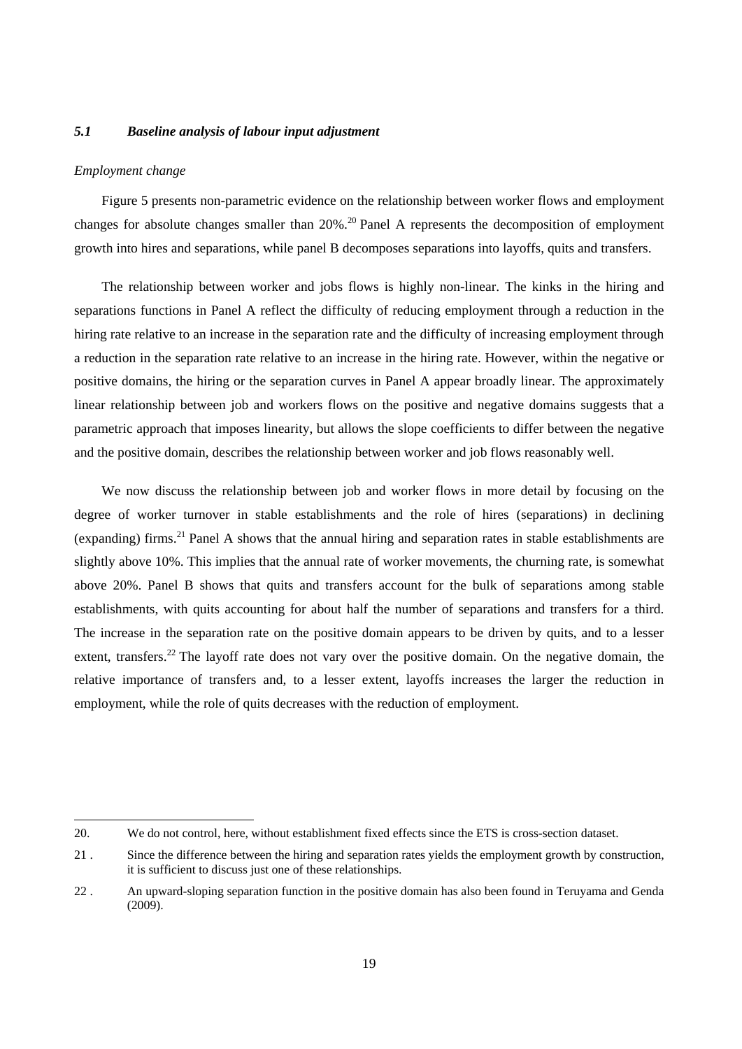### *5.1 Baseline analysis of labour input adjustment*

*Employment change*

Figure 5 presents non-parametric evidence on the relationship between worker flows and employment changes for absolute changes smaller than 20%.[20] Panel A represents the decomposition of employment growth into hires and separations, while panel B decomposes separations into layoffs, quits and transfers.

The relationship between worker and jobs flows is highly non-linear. The kinks in the hiring and separations functions in Panel A reflect the difficulty of reducing employment through a reduction in the hiring rate relative to an increase in the separation rate and the difficulty of increasing employment through a reduction in the separation rate relative to an increase in the hiring rate. However, within the negative or positive domains, the hiring or the separation curves in Panel A appear broadly linear. The approximately linear relationship between job and workers flows on the positive and negative domains suggests that a parametric approach that imposes linearity, but allows the slope coefficients to differ between the negative and the positive domain, describes the relationship between worker and job flows reasonably well.

We now discuss the relationship between job and worker flows in more detail by focusing on the degree of worker turnover in stable establishments and the role of hires (separations) in declining (expanding) firms.[21] Panel A shows that the annual hiring and separation rates in stable establishments are slightly above 10%. This implies that the annual rate of worker movements, the churning rate, is somewhat above 20%. Panel B shows that quits and transfers account for the bulk of separations among stable establishments, with quits accounting for about half the number of separations and transfers for a third. The increase in the separation rate on the positive domain appears to be driven by quits, and to a lesser extent, transfers.[22] The layoff rate does not vary over the positive domain. On the negative domain, the relative importance of transfers and, to a lesser extent, layoffs increases the larger the reduction in employment, while the role of quits decreases with the reduction of employment.

---

20. We do not control, here, without establishment fixed effects since the ETS is cross-section dataset.

21 . Since the difference between the hiring and separation rates yields the employment growth by construction, it is sufficient to discuss just one of these relationships.

22 . An upward-sloping separation function in the positive domain has also been found in Teruyama and Genda (2009).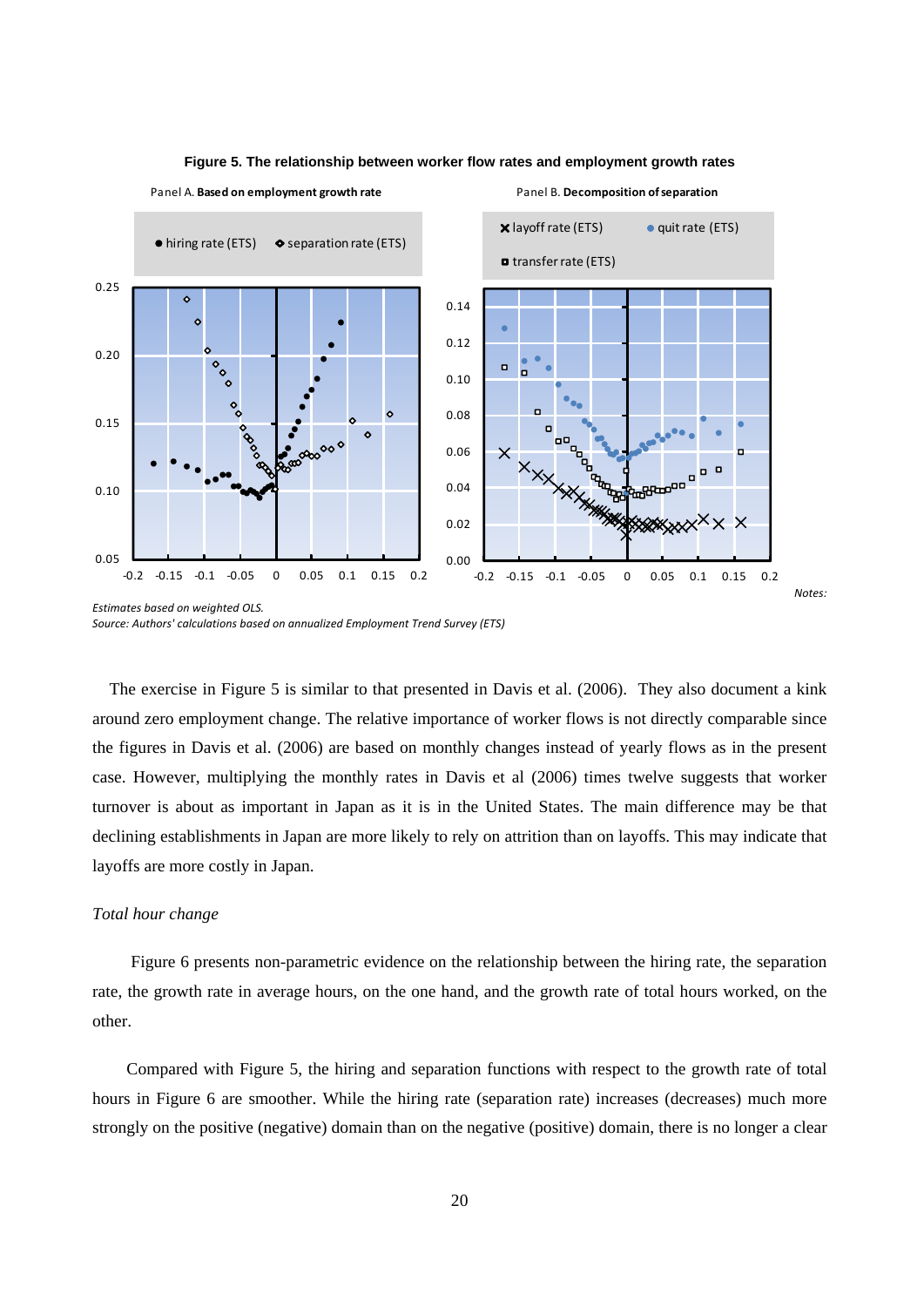**Figure 5. The relationship between worker flow rates and employment growth rates**

Panel A. **Based on employment growth rate**

● hiring rate (ETS) ◇ separation rate (ETS)

0.25
0.20
0.15
0.10
0.05

-0.2 -0.15 -0.1 -0.05 0 0.05 0.1 0.15 0.2

Panel B. **Decomposition of separation**

× layoff rate (ETS) ● quit rate (ETS)
□ transfer rate (ETS)

0.14
0.12
0.10
0.08
0.06
0.04
0.02
0.00

-0.2 -0.15 -0.1 -0.05 0 0.05 0.1 0.15 0.2

*Notes:*

*Estimates based on weighted OLS.*
*Source: Authors' calculations based on annualized Employment Trend Survey (ETS)*

The exercise in Figure 5 is similar to that presented in Davis et al. (2006). They also document a kink around zero employment change. The relative importance of worker flows is not directly comparable since the figures in Davis et al. (2006) are based on monthly changes instead of yearly flows as in the present case. However, multiplying the monthly rates in Davis et al (2006) times twelve suggests that worker turnover is about as important in Japan as it is in the United States. The main difference may be that declining establishments in Japan are more likely to rely on attrition than on layoffs. This may indicate that layoffs are more costly in Japan.

*Total hour change*

Figure 6 presents non-parametric evidence on the relationship between the hiring rate, the separation rate, the growth rate in average hours, on the one hand, and the growth rate of total hours worked, on the other.

Compared with Figure 5, the hiring and separation functions with respect to the growth rate of total hours in Figure 6 are smoother. While the hiring rate (separation rate) increases (decreases) much more strongly on the positive (negative) domain than on the negative (positive) domain, there is no longer a clear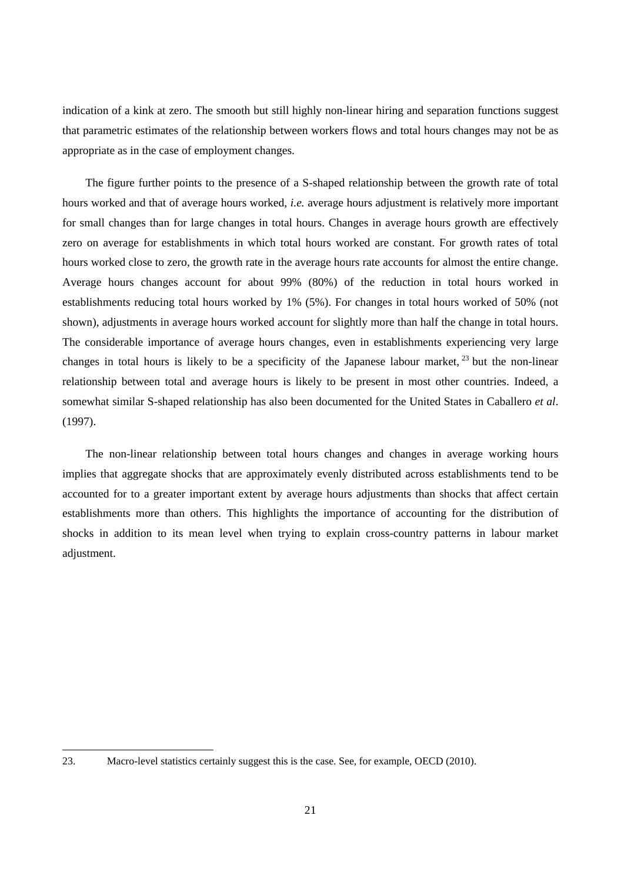indication of a kink at zero. The smooth but still highly non-linear hiring and separation functions suggest that parametric estimates of the relationship between workers flows and total hours changes may not be as appropriate as in the case of employment changes.

The figure further points to the presence of a S-shaped relationship between the growth rate of total hours worked and that of average hours worked, *i.e.* average hours adjustment is relatively more important for small changes than for large changes in total hours. Changes in average hours growth are effectively zero on average for establishments in which total hours worked are constant. For growth rates of total hours worked close to zero, the growth rate in the average hours rate accounts for almost the entire change. Average hours changes account for about 99% (80%) of the reduction in total hours worked in establishments reducing total hours worked by 1% (5%). For changes in total hours worked of 50% (not shown), adjustments in average hours worked account for slightly more than half the change in total hours. The considerable importance of average hours changes, even in establishments experiencing very large changes in total hours is likely to be a specificity of the Japanese labour market,[23] but the non-linear relationship between total and average hours is likely to be present in most other countries. Indeed, a somewhat similar S-shaped relationship has also been documented for the United States in Caballero *et al*. (1997).

The non-linear relationship between total hours changes and changes in average working hours implies that aggregate shocks that are approximately evenly distributed across establishments tend to be accounted for to a greater important extent by average hours adjustments than shocks that affect certain establishments more than others. This highlights the importance of accounting for the distribution of shocks in addition to its mean level when trying to explain cross-country patterns in labour market adjustment.

---

23. Macro-level statistics certainly suggest this is the case. See, for example, OECD (2010).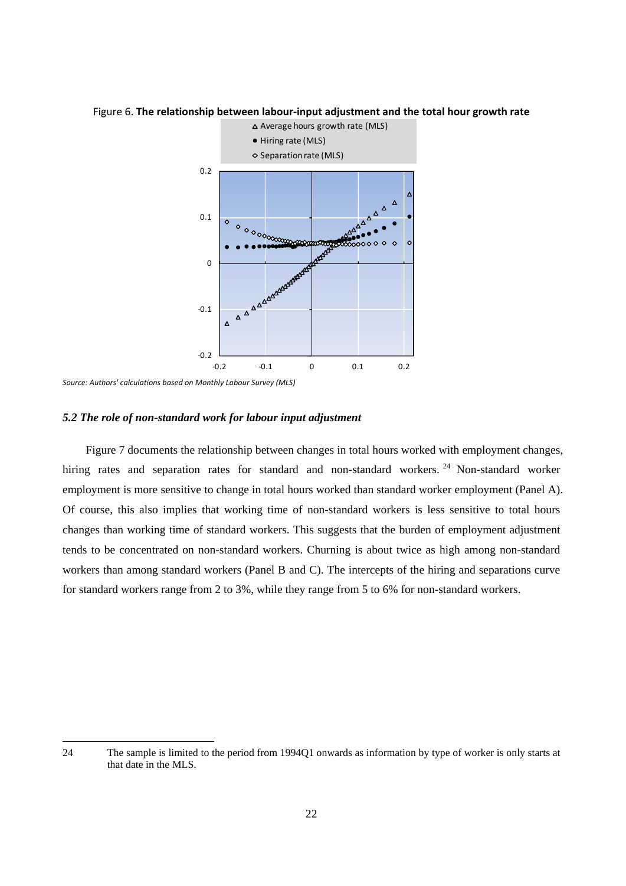Figure 6. **The relationship between labour-input adjustment and the total hour growth rate**

Δ Average hours growth rate (MLS)

● Hiring rate (MLS)

◇ Separation rate (MLS)

0.2

0.1

0

-0.1

-0.2

-0.2 -0.1 0 0.1 0.2

*Source: Authors' calculations based on Monthly Labour Survey (MLS)*

### *5.2 The role of non-standard work for labour input adjustment*

Figure 7 documents the relationship between changes in total hours worked with employment changes, hiring rates and separation rates for standard and non-standard workers.[24] Non-standard worker employment is more sensitive to change in total hours worked than standard worker employment (Panel A). Of course, this also implies that working time of non-standard workers is less sensitive to total hours changes than working time of standard workers. This suggests that the burden of employment adjustment tends to be concentrated on non-standard workers. Churning is about twice as high among non-standard workers than among standard workers (Panel B and C). The intercepts of the hiring and separations curve for standard workers range from 2 to 3%, while they range from 5 to 6% for non-standard workers.

---

24 The sample is limited to the period from 1994Q1 onwards as information by type of worker is only starts at that date in the MLS.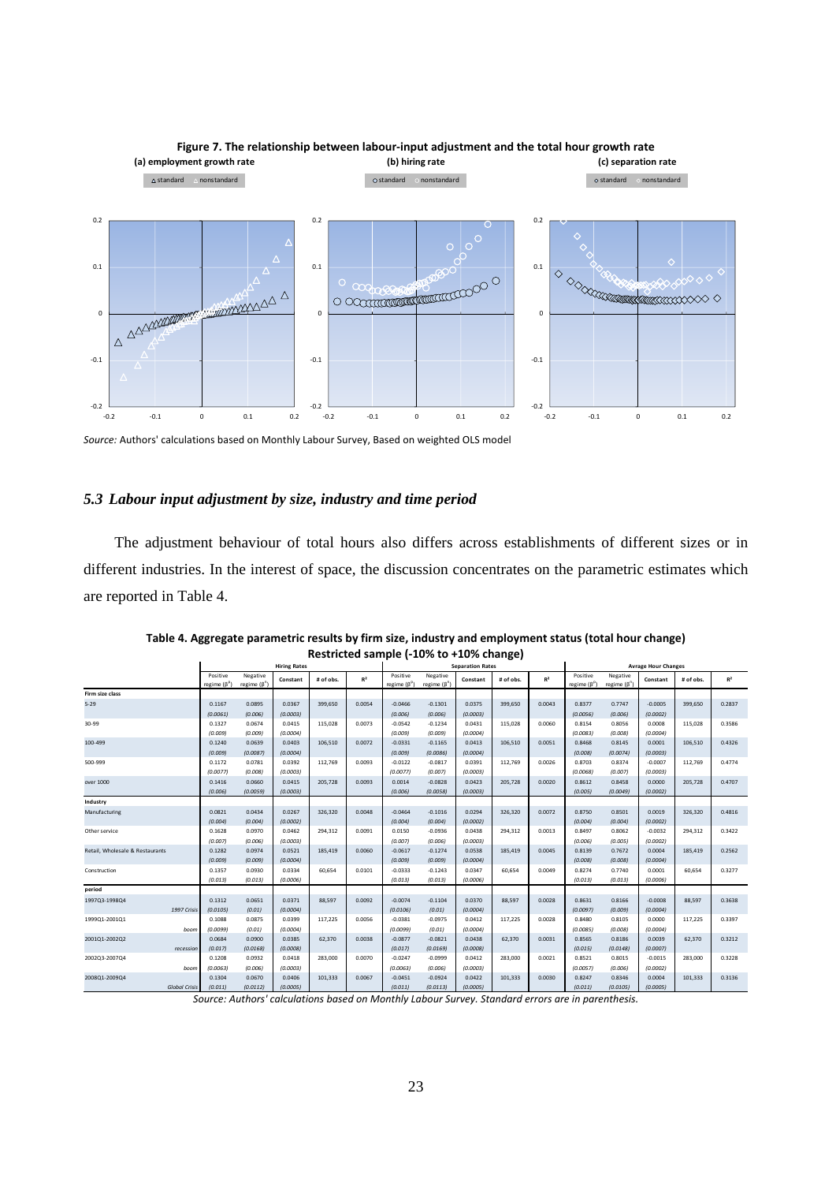**Figure 7. The relationship between labour-input adjustment and the total hour growth rate**

(a) employment growth rate

△ standard △ nonstandard

0.2
0.1
0
-0.1
-0.2
-0.2 -0.1 0 0.1 0.2

(b) hiring rate

○ standard ○ nonstandard

0.2
0.1
0
-0.1
-0.2
-0.2 -0.1 0 0.1 0.2

(c) separation rate

◇ standard ◇ nonstandard

0.2
0.1
0
-0.1
-0.2
-0.2 -0.1 0 0.1 0.2

*Source:* Authors' calculations based on Monthly Labour Survey, Based on weighted OLS model

### *5.3 Labour input adjustment by size, industry and time period*

The adjustment behaviour of total hours also differs across establishments of different sizes or in different industries. In the interest of space, the discussion concentrates on the parametric estimates which are reported in Table 4.

**Table 4. Aggregate parametric results by firm size, industry and employment status (total hour change) Restricted sample (-10% to +10% change)**

| | Hiring Rates | | | | | Separation Rates | | | | | Avrage Hour Changes | | | | |
|---|---|---|---|---|---|---|---|---|---|---|---|---|---|---|---|
| | Positive regime ($\beta^p$) | Negative regime ($\beta^n$) | Constant | # of obs. | $R^2$ | Positive regime ($\beta^p$) | Negative regime ($\beta^n$) | Constant | # of obs. | $R^2$ | Positive regime ($\beta^p$) | Negative regime ($\beta^n$) | Constant | # of obs. | $R^2$ |
| **Firm size class** | | | | | | | | | | | | | | | |
| 5-29 | 0.1167 | 0.0895 | 0.0367 | 399,650 | 0.0054 | -0.0466 | -0.1301 | 0.0375 | 399,650 | 0.0043 | 0.8377 | 0.7747 | -0.0005 | 399,650 | 0.2837 |
| | *(0.0061)* | *(0.006)* | *(0.0003)* | | | *(0.006)* | *(0.006)* | *(0.0003)* | | | *(0.0056)* | *(0.006)* | *(0.0002)* | | |
| 30-99 | 0.1327 | 0.0674 | 0.0415 | 115,028 | 0.0073 | -0.0542 | -0.1234 | 0.0431 | 115,028 | 0.0060 | 0.8154 | 0.8056 | 0.0008 | 115,028 | 0.3586 |
| | *(0.009)* | *(0.009)* | *(0.0004)* | | | *(0.009)* | *(0.009)* | *(0.0004)* | | | *(0.0083)* | *(0.008)* | *(0.0004)* | | |
| 100-499 | 0.1240 | 0.0639 | 0.0403 | 106,510 | 0.0072 | -0.0331 | -0.1165 | 0.0413 | 106,510 | 0.0051 | 0.8468 | 0.8145 | 0.0001 | 106,510 | 0.4326 |
| | *(0.009)* | *(0.0087)* | *(0.0004)* | | | *(0.009)* | *(0.0086)* | *(0.0004)* | | | *(0.008)* | *(0.0074)* | *(0.0003)* | | |
| 500-999 | 0.1172 | 0.0781 | 0.0392 | 112,769 | 0.0093 | -0.0122 | -0.0817 | 0.0391 | 112,769 | 0.0026 | 0.8703 | 0.8374 | -0.0007 | 112,769 | 0.4774 |
| | *(0.0077)* | *(0.008)* | *(0.0003)* | | | *(0.0077)* | *(0.007)* | *(0.0003)* | | | *(0.0068)* | *(0.007)* | *(0.0003)* | | |
| over 1000 | 0.1416 | 0.0660 | 0.0415 | 205,728 | 0.0093 | 0.0014 | -0.0828 | 0.0423 | 205,728 | 0.0020 | 0.8612 | 0.8458 | 0.0000 | 205,728 | 0.4707 |
| | *(0.006)* | *(0.0059)* | *(0.0003)* | | | *(0.006)* | *(0.0058)* | *(0.0003)* | | | *(0.005)* | *(0.0049)* | *(0.0002)* | | |
| **Industry** | | | | | | | | | | | | | | | |
| Manufacturing | 0.0821 | 0.0434 | 0.0267 | 326,320 | 0.0048 | -0.0464 | -0.1016 | 0.0294 | 326,320 | 0.0072 | 0.8750 | 0.8501 | 0.0019 | 326,320 | 0.4816 |
| | *(0.004)* | *(0.004)* | *(0.0002)* | | | *(0.004)* | *(0.004)* | *(0.0002)* | | | *(0.004)* | *(0.004)* | *(0.0002)* | | |
| Other service | 0.1628 | 0.0970 | 0.0462 | 294,312 | 0.0091 | 0.0150 | -0.0936 | 0.0438 | 294,312 | 0.0013 | 0.8497 | 0.8062 | -0.0032 | 294,312 | 0.3422 |
| | *(0.007)* | *(0.006)* | *(0.0003)* | | | *(0.007)* | *(0.006)* | *(0.0003)* | | | *(0.006)* | *(0.005)* | *(0.0002)* | | |
| Retail, Wholesale & Restaurants | 0.1282 | 0.0974 | 0.0521 | 185,419 | 0.0060 | -0.0617 | -0.1274 | 0.0538 | 185,419 | 0.0045 | 0.8139 | 0.7672 | 0.0004 | 185,419 | 0.2562 |
| | *(0.009)* | *(0.009)* | *(0.0004)* | | | *(0.009)* | *(0.009)* | *(0.0004)* | | | *(0.008)* | *(0.008)* | *(0.0004)* | | |
| Construction | 0.1357 | 0.0930 | 0.0334 | 60,654 | 0.0101 | -0.0333 | -0.1243 | 0.0347 | 60,654 | 0.0049 | 0.8274 | 0.7740 | 0.0001 | 60,654 | 0.3277 |
| | *(0.013)* | *(0.013)* | *(0.0006)* | | | *(0.013)* | *(0.013)* | *(0.0006)* | | | *(0.013)* | *(0.013)* | *(0.0006)* | | |
| **period** | | | | | | | | | | | | | | | |
| 1997Q3-1998Q4 | 0.1312 | 0.0651 | 0.0371 | 88,597 | 0.0092 | -0.0074 | -0.1104 | 0.0370 | 88,597 | 0.0028 | 0.8631 | 0.8166 | -0.0008 | 88,597 | 0.3638 |
| *1997 Crisis* | *(0.0105)* | *(0.01)* | *(0.0004)* | | | *(0.0106)* | *(0.01)* | *(0.0004)* | | | *(0.0097)* | *(0.009)* | *(0.0004)* | | |
| 1999Q1-2001Q1 | 0.1088 | 0.0875 | 0.0399 | 117,225 | 0.0056 | -0.0381 | -0.0975 | 0.0412 | 117,225 | 0.0028 | 0.8480 | 0.8105 | 0.0000 | 117,225 | 0.3397 |
| *boom* | *(0.0099)* | *(0.01)* | *(0.0004)* | | | *(0.0099)* | *(0.01)* | *(0.0004)* | | | *(0.0085)* | *(0.008)* | *(0.0004)* | | |
| 2001Q1-2002Q2 | 0.0684 | 0.0900 | 0.0385 | 62,370 | 0.0038 | -0.0877 | -0.0821 | 0.0438 | 62,370 | 0.0031 | 0.8565 | 0.8186 | 0.0039 | 62,370 | 0.3212 |
| *recession* | *(0.017)* | *(0.0168)* | *(0.0008)* | | | *(0.017)* | *(0.0169)* | *(0.0008)* | | | *(0.015)* | *(0.0148)* | *(0.0007)* | | |
| 2002Q3-2007Q4 | 0.1208 | 0.0932 | 0.0418 | 283,000 | 0.0070 | -0.0247 | -0.0999 | 0.0412 | 283,000 | 0.0021 | 0.8521 | 0.8015 | -0.0015 | 283,000 | 0.3228 |
| *boom* | *(0.0063)* | *(0.006)* | *(0.0003)* | | | *(0.0063)* | *(0.006)* | *(0.0003)* | | | *(0.0057)* | *(0.006)* | *(0.0002)* | | |
| 2008Q1-2009Q4 | 0.1304 | 0.0670 | 0.0406 | 101,333 | 0.0067 | -0.0451 | -0.0924 | 0.0422 | 101,333 | 0.0030 | 0.8247 | 0.8346 | 0.0004 | 101,333 | 0.3136 |
| *Global Crisis* | *(0.011)* | *(0.0112)* | *(0.0005)* | | | *(0.011)* | *(0.0113)* | *(0.0005)* | | | *(0.011)* | *(0.0105)* | *(0.0005)* | | |

*Source: Authors' calculations based on Monthly Labour Survey. Standard errors are in parenthesis.*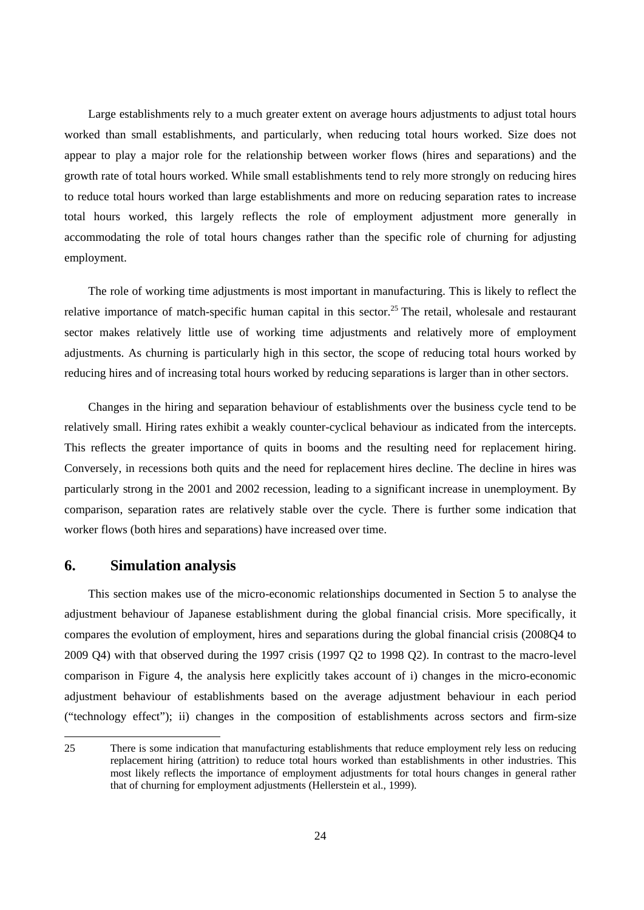Large establishments rely to a much greater extent on average hours adjustments to adjust total hours worked than small establishments, and particularly, when reducing total hours worked. Size does not appear to play a major role for the relationship between worker flows (hires and separations) and the growth rate of total hours worked. While small establishments tend to rely more strongly on reducing hires to reduce total hours worked than large establishments and more on reducing separation rates to increase total hours worked, this largely reflects the role of employment adjustment more generally in accommodating the role of total hours changes rather than the specific role of churning for adjusting employment.

The role of working time adjustments is most important in manufacturing. This is likely to reflect the relative importance of match-specific human capital in this sector.[25] The retail, wholesale and restaurant sector makes relatively little use of working time adjustments and relatively more of employment adjustments. As churning is particularly high in this sector, the scope of reducing total hours worked by reducing hires and of increasing total hours worked by reducing separations is larger than in other sectors.

Changes in the hiring and separation behaviour of establishments over the business cycle tend to be relatively small. Hiring rates exhibit a weakly counter-cyclical behaviour as indicated from the intercepts. This reflects the greater importance of quits in booms and the resulting need for replacement hiring. Conversely, in recessions both quits and the need for replacement hires decline. The decline in hires was particularly strong in the 2001 and 2002 recession, leading to a significant increase in unemployment. By comparison, separation rates are relatively stable over the cycle. There is further some indication that worker flows (both hires and separations) have increased over time.

## 6. Simulation analysis

This section makes use of the micro-economic relationships documented in Section 5 to analyse the adjustment behaviour of Japanese establishment during the global financial crisis. More specifically, it compares the evolution of employment, hires and separations during the global financial crisis (2008Q4 to 2009 Q4) with that observed during the 1997 crisis (1997 Q2 to 1998 Q2). In contrast to the macro-level comparison in Figure 4, the analysis here explicitly takes account of i) changes in the micro-economic adjustment behaviour of establishments based on the average adjustment behaviour in each period ("technology effect"); ii) changes in the composition of establishments across sectors and firm-size

---

25 There is some indication that manufacturing establishments that reduce employment rely less on reducing replacement hiring (attrition) to reduce total hours worked than establishments in other industries. This most likely reflects the importance of employment adjustments for total hours changes in general rather that of churning for employment adjustments (Hellerstein et al., 1999).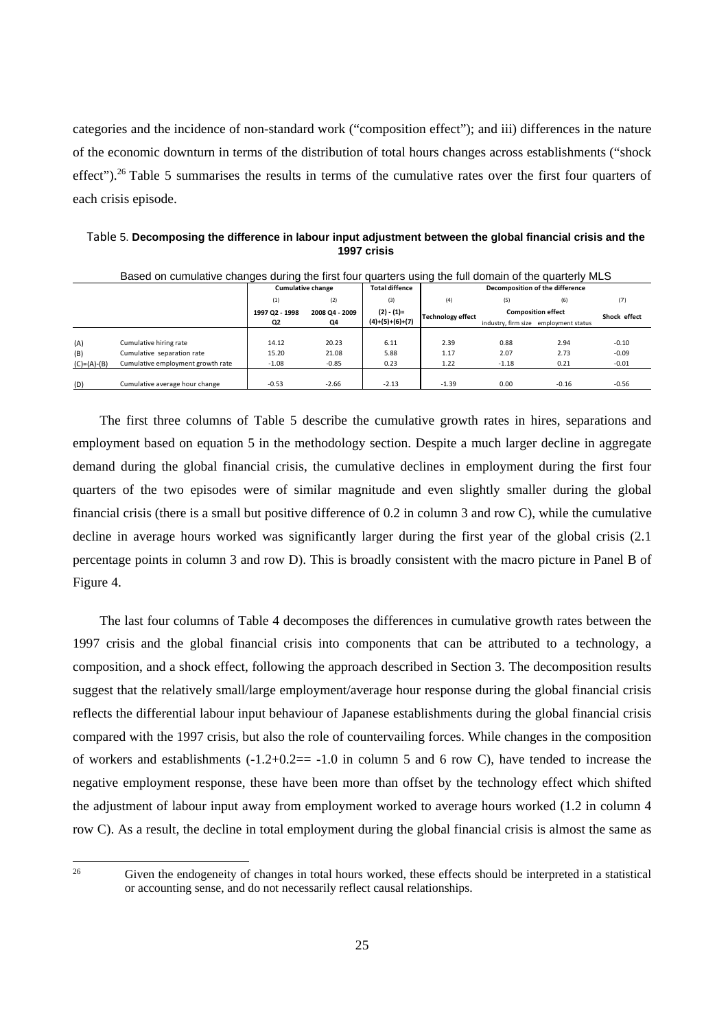categories and the incidence of non-standard work ("composition effect"); and iii) differences in the nature of the economic downturn in terms of the distribution of total hours changes across establishments ("shock effect").[26] Table 5 summarises the results in terms of the cumulative rates over the first four quarters of each crisis episode.

**Table 5. Decomposing the difference in labour input adjustment between the global financial crisis and the 1997 crisis**

Based on cumulative changes during the first four quarters using the full domain of the quarterly MLS

| | | Cumulative change | | Total diffence | Decomposition of the difference | | | |
|---|---|---|---|---|---|---|---|---|
| | | (1) | (2) | (3) | (4) | (5) | (6) | (7) |
| | | 1997 Q2 - 1998 Q2 | 2008 Q4 - 2009 Q4 | (2) - (1)= (4)+(5)+(6)+(7) | Technology effect | Composition effect: industry, firm size | Composition effect: employment status | Shock effect |
| (A) | Cumulative hiring rate | 14.12 | 20.23 | 6.11 | 2.39 | 0.88 | 2.94 | -0.10 |
| (B) | Cumulative separation rate | 15.20 | 21.08 | 5.88 | 1.17 | 2.07 | 2.73 | -0.09 |
| (C)=(A)-(B) | Cumulative employment growth rate | -1.08 | -0.85 | 0.23 | 1.22 | -1.18 | 0.21 | -0.01 |
| (D) | Cumulative average hour change | -0.53 | -2.66 | -2.13 | -1.39 | 0.00 | -0.16 | -0.56 |

The first three columns of Table 5 describe the cumulative growth rates in hires, separations and employment based on equation 5 in the methodology section. Despite a much larger decline in aggregate demand during the global financial crisis, the cumulative declines in employment during the first four quarters of the two episodes were of similar magnitude and even slightly smaller during the global financial crisis (there is a small but positive difference of 0.2 in column 3 and row C), while the cumulative decline in average hours worked was significantly larger during the first year of the global crisis (2.1 percentage points in column 3 and row D). This is broadly consistent with the macro picture in Panel B of Figure 4.

The last four columns of Table 4 decomposes the differences in cumulative growth rates between the 1997 crisis and the global financial crisis into components that can be attributed to a technology, a composition, and a shock effect, following the approach described in Section 3. The decomposition results suggest that the relatively small/large employment/average hour response during the global financial crisis reflects the differential labour input behaviour of Japanese establishments during the global financial crisis compared with the 1997 crisis, but also the role of countervailing forces. While changes in the composition of workers and establishments (-1.2+0.2== -1.0 in column 5 and 6 row C), have tended to increase the negative employment response, these have been more than offset by the technology effect which shifted the adjustment of labour input away from employment worked to average hours worked (1.2 in column 4 row C). As a result, the decline in total employment during the global financial crisis is almost the same as

[26] Given the endogeneity of changes in total hours worked, these effects should be interpreted in a statistical or accounting sense, and do not necessarily reflect causal relationships.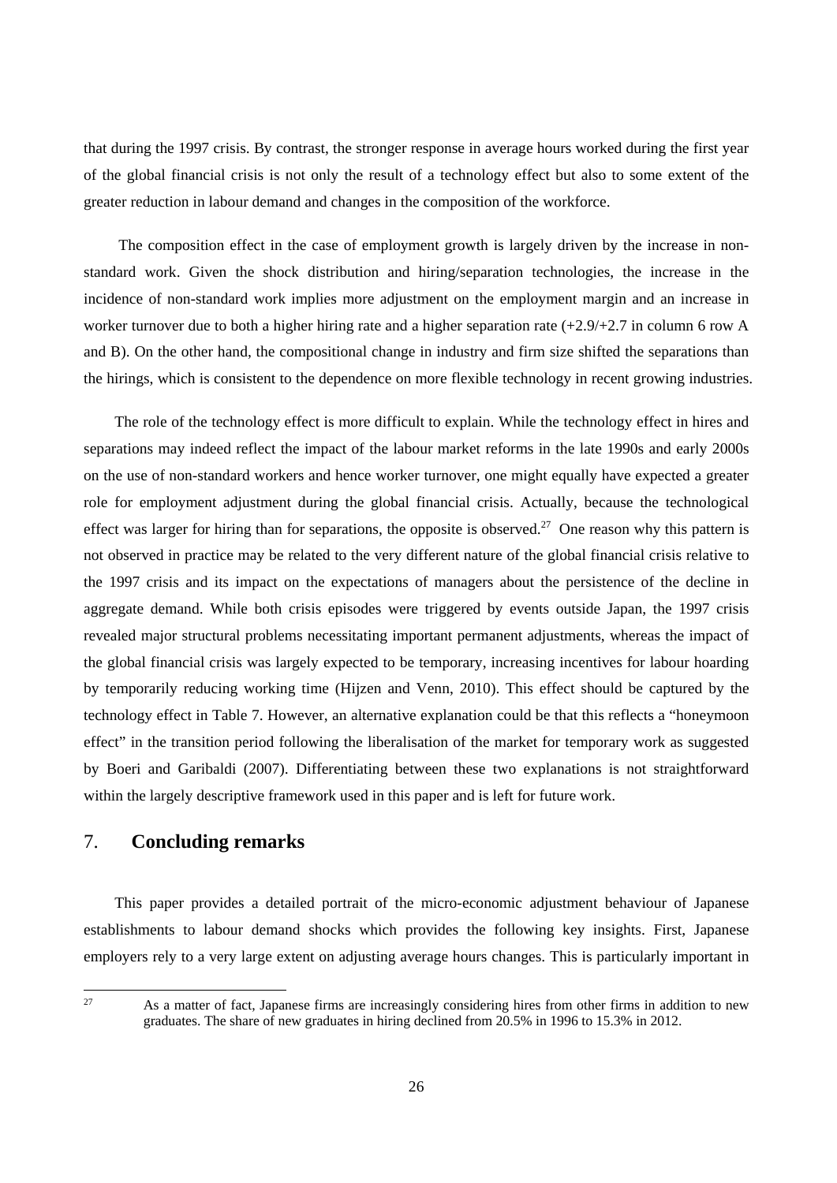that during the 1997 crisis. By contrast, the stronger response in average hours worked during the first year of the global financial crisis is not only the result of a technology effect but also to some extent of the greater reduction in labour demand and changes in the composition of the workforce.

The composition effect in the case of employment growth is largely driven by the increase in non-standard work. Given the shock distribution and hiring/separation technologies, the increase in the incidence of non-standard work implies more adjustment on the employment margin and an increase in worker turnover due to both a higher hiring rate and a higher separation rate (+2.9/+2.7 in column 6 row A and B). On the other hand, the compositional change in industry and firm size shifted the separations than the hirings, which is consistent to the dependence on more flexible technology in recent growing industries.

The role of the technology effect is more difficult to explain. While the technology effect in hires and separations may indeed reflect the impact of the labour market reforms in the late 1990s and early 2000s on the use of non-standard workers and hence worker turnover, one might equally have expected a greater role for employment adjustment during the global financial crisis. Actually, because the technological effect was larger for hiring than for separations, the opposite is observed.[27] One reason why this pattern is not observed in practice may be related to the very different nature of the global financial crisis relative to the 1997 crisis and its impact on the expectations of managers about the persistence of the decline in aggregate demand. While both crisis episodes were triggered by events outside Japan, the 1997 crisis revealed major structural problems necessitating important permanent adjustments, whereas the impact of the global financial crisis was largely expected to be temporary, increasing incentives for labour hoarding by temporarily reducing working time (Hijzen and Venn, 2010). This effect should be captured by the technology effect in Table 7. However, an alternative explanation could be that this reflects a "honeymoon effect" in the transition period following the liberalisation of the market for temporary work as suggested by Boeri and Garibaldi (2007). Differentiating between these two explanations is not straightforward within the largely descriptive framework used in this paper and is left for future work.

## 7. Concluding remarks

This paper provides a detailed portrait of the micro-economic adjustment behaviour of Japanese establishments to labour demand shocks which provides the following key insights. First, Japanese employers rely to a very large extent on adjusting average hours changes. This is particularly important in

[27] As a matter of fact, Japanese firms are increasingly considering hires from other firms in addition to new graduates. The share of new graduates in hiring declined from 20.5% in 1996 to 15.3% in 2012.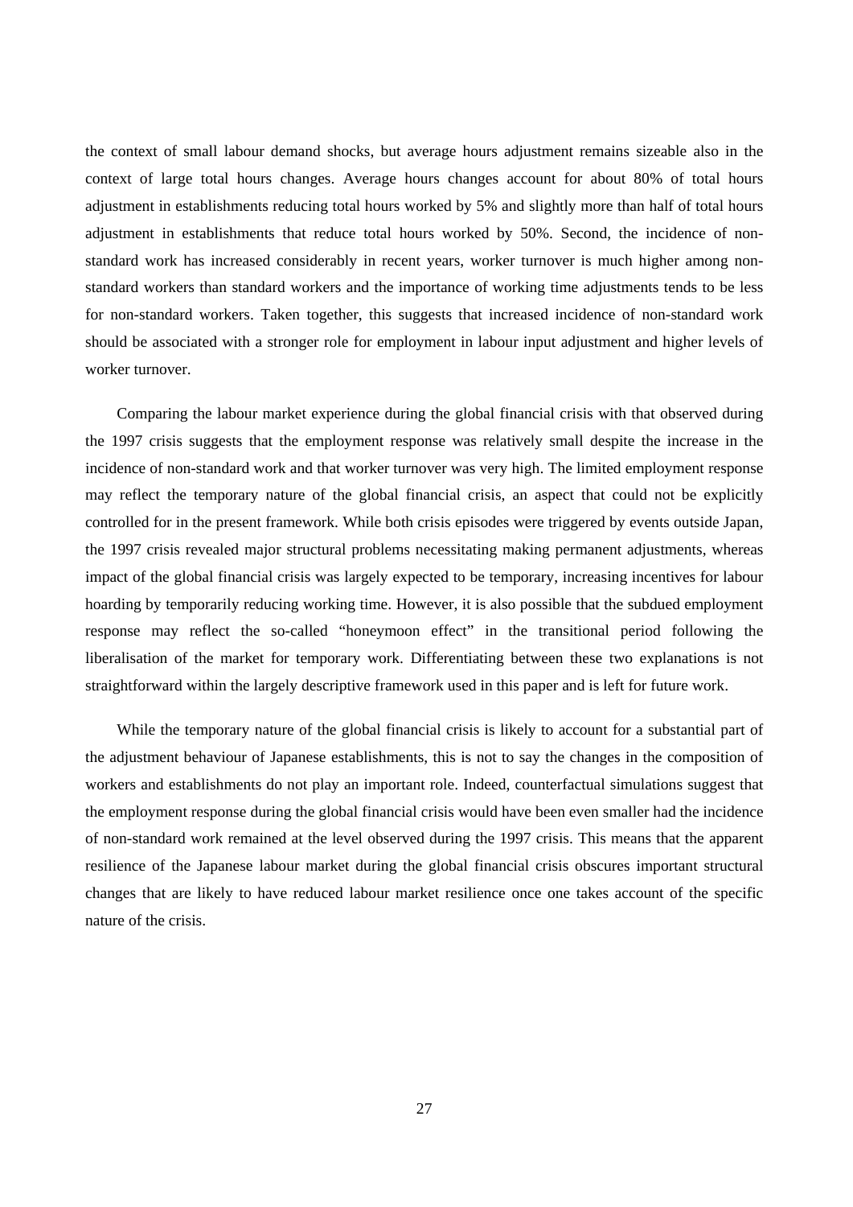the context of small labour demand shocks, but average hours adjustment remains sizeable also in the context of large total hours changes. Average hours changes account for about 80% of total hours adjustment in establishments reducing total hours worked by 5% and slightly more than half of total hours adjustment in establishments that reduce total hours worked by 50%. Second, the incidence of non-standard work has increased considerably in recent years, worker turnover is much higher among non-standard workers than standard workers and the importance of working time adjustments tends to be less for non-standard workers. Taken together, this suggests that increased incidence of non-standard work should be associated with a stronger role for employment in labour input adjustment and higher levels of worker turnover.

Comparing the labour market experience during the global financial crisis with that observed during the 1997 crisis suggests that the employment response was relatively small despite the increase in the incidence of non-standard work and that worker turnover was very high. The limited employment response may reflect the temporary nature of the global financial crisis, an aspect that could not be explicitly controlled for in the present framework. While both crisis episodes were triggered by events outside Japan, the 1997 crisis revealed major structural problems necessitating making permanent adjustments, whereas impact of the global financial crisis was largely expected to be temporary, increasing incentives for labour hoarding by temporarily reducing working time. However, it is also possible that the subdued employment response may reflect the so-called "honeymoon effect" in the transitional period following the liberalisation of the market for temporary work. Differentiating between these two explanations is not straightforward within the largely descriptive framework used in this paper and is left for future work.

While the temporary nature of the global financial crisis is likely to account for a substantial part of the adjustment behaviour of Japanese establishments, this is not to say the changes in the composition of workers and establishments do not play an important role. Indeed, counterfactual simulations suggest that the employment response during the global financial crisis would have been even smaller had the incidence of non-standard work remained at the level observed during the 1997 crisis. This means that the apparent resilience of the Japanese labour market during the global financial crisis obscures important structural changes that are likely to have reduced labour market resilience once one takes account of the specific nature of the crisis.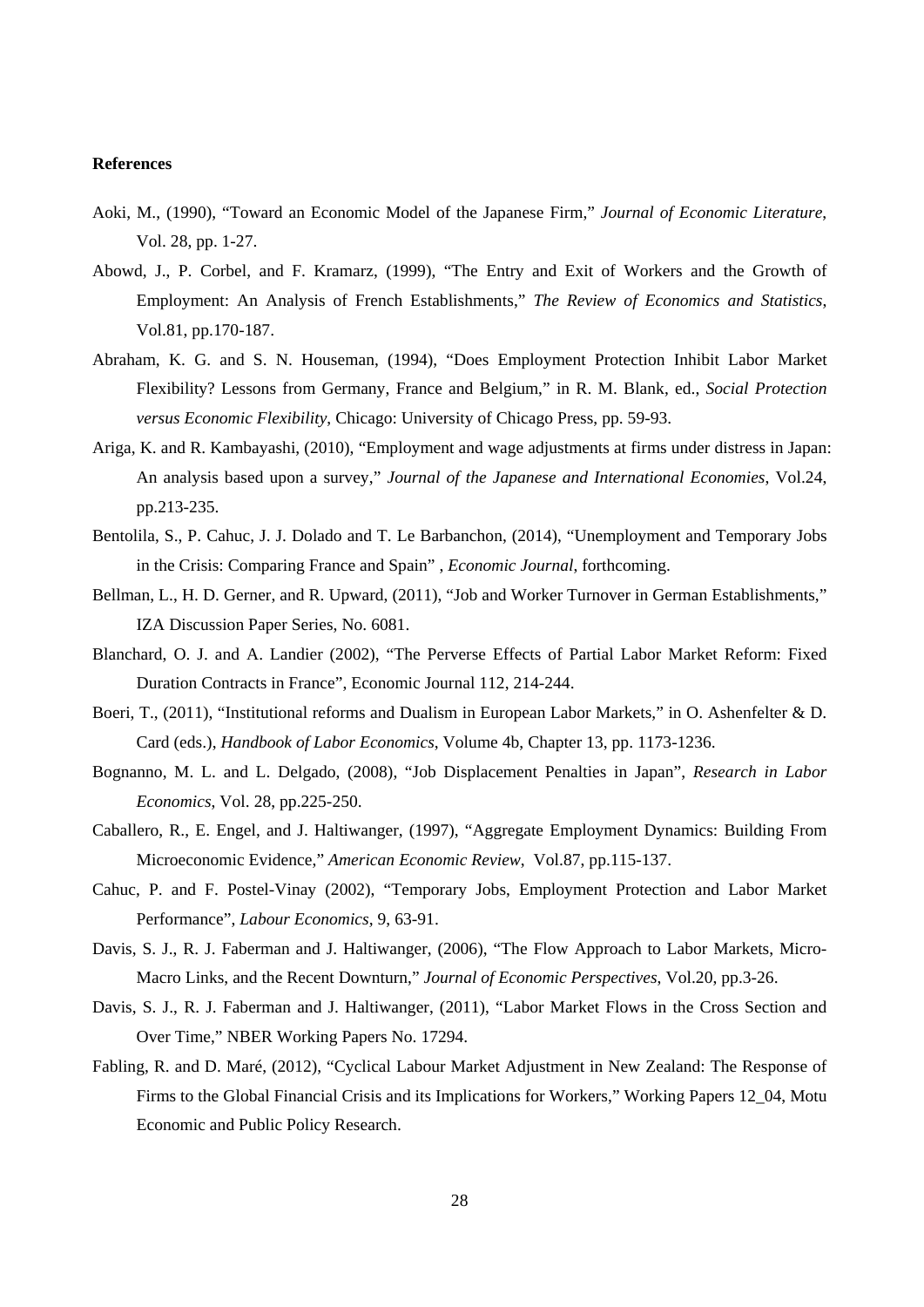**References**

Aoki, M., (1990), "Toward an Economic Model of the Japanese Firm," *Journal of Economic Literature*, Vol. 28, pp. 1-27.

Abowd, J., P. Corbel, and F. Kramarz, (1999), "The Entry and Exit of Workers and the Growth of Employment: An Analysis of French Establishments," *The Review of Economics and Statistics*, Vol.81, pp.170-187.

Abraham, K. G. and S. N. Houseman, (1994), "Does Employment Protection Inhibit Labor Market Flexibility? Lessons from Germany, France and Belgium," in R. M. Blank, ed., *Social Protection versus Economic Flexibility*, Chicago: University of Chicago Press, pp. 59-93.

Ariga, K. and R. Kambayashi, (2010), "Employment and wage adjustments at firms under distress in Japan: An analysis based upon a survey," *Journal of the Japanese and International Economies*, Vol.24, pp.213-235.

Bentolila, S., P. Cahuc, J. J. Dolado and T. Le Barbanchon, (2014), "Unemployment and Temporary Jobs in the Crisis: Comparing France and Spain" , *Economic Journal*, forthcoming.

Bellman, L., H. D. Gerner, and R. Upward, (2011), "Job and Worker Turnover in German Establishments," IZA Discussion Paper Series, No. 6081.

Blanchard, O. J. and A. Landier (2002), "The Perverse Effects of Partial Labor Market Reform: Fixed Duration Contracts in France", Economic Journal 112, 214-244.

Boeri, T., (2011), "Institutional reforms and Dualism in European Labor Markets," in O. Ashenfelter & D. Card (eds.), *Handbook of Labor Economics*, Volume 4b, Chapter 13, pp. 1173-1236.

Bognanno, M. L. and L. Delgado, (2008), "Job Displacement Penalties in Japan", *Research in Labor Economics*, Vol. 28, pp.225-250.

Caballero, R., E. Engel, and J. Haltiwanger, (1997), "Aggregate Employment Dynamics: Building From Microeconomic Evidence," *American Economic Review*, Vol.87, pp.115-137.

Cahuc, P. and F. Postel-Vinay (2002), "Temporary Jobs, Employment Protection and Labor Market Performance", *Labour Economics*, 9, 63-91.

Davis, S. J., R. J. Faberman and J. Haltiwanger, (2006), "The Flow Approach to Labor Markets, Micro-Macro Links, and the Recent Downturn," *Journal of Economic Perspectives*, Vol.20, pp.3-26.

Davis, S. J., R. J. Faberman and J. Haltiwanger, (2011), "Labor Market Flows in the Cross Section and Over Time," NBER Working Papers No. 17294.

Fabling, R. and D. Maré, (2012), "Cyclical Labour Market Adjustment in New Zealand: The Response of Firms to the Global Financial Crisis and its Implications for Workers," Working Papers 12_04, Motu Economic and Public Policy Research.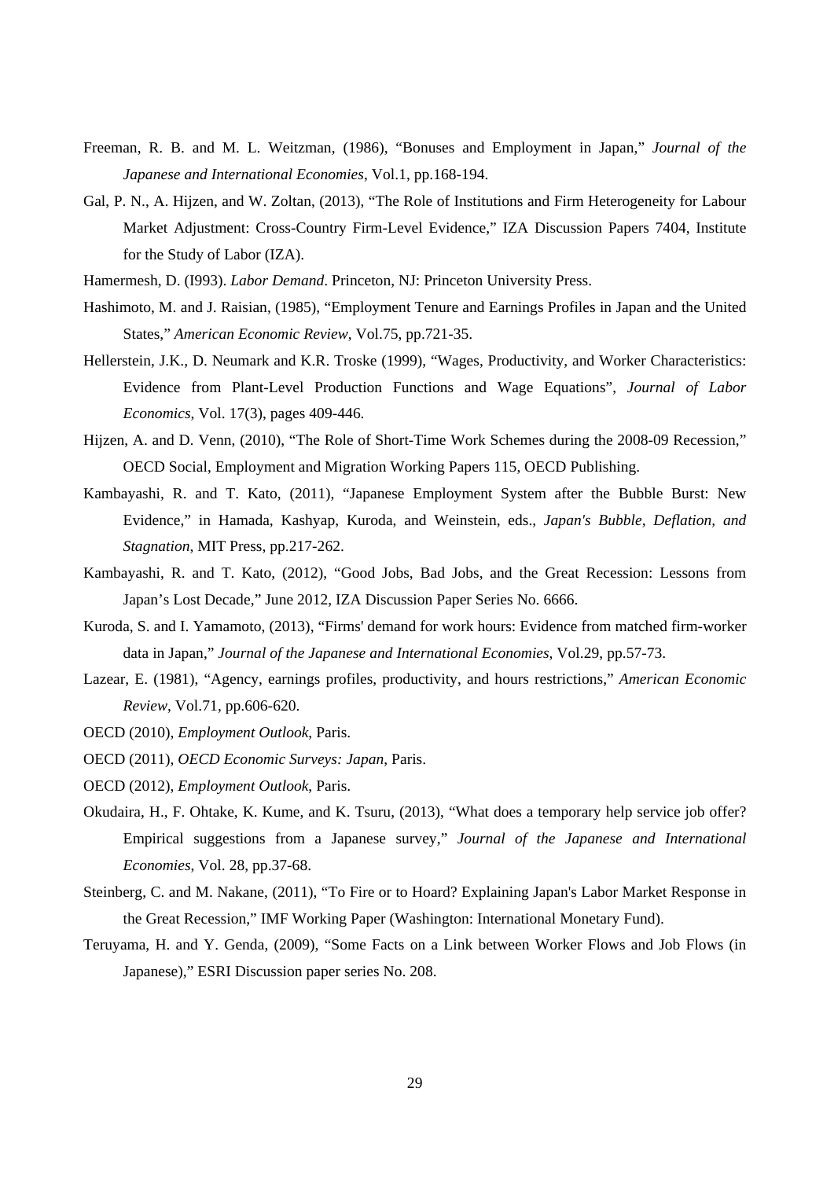Freeman, R. B. and M. L. Weitzman, (1986), "Bonuses and Employment in Japan," *Journal of the Japanese and International Economies*, Vol.1, pp.168-194.

Gal, P. N., A. Hijzen, and W. Zoltan, (2013), "The Role of Institutions and Firm Heterogeneity for Labour Market Adjustment: Cross-Country Firm-Level Evidence," IZA Discussion Papers 7404, Institute for the Study of Labor (IZA).

Hamermesh, D. (I993). *Labor Demand*. Princeton, NJ: Princeton University Press.

Hashimoto, M. and J. Raisian, (1985), "Employment Tenure and Earnings Profiles in Japan and the United States," *American Economic Review*, Vol.75, pp.721-35.

Hellerstein, J.K., D. Neumark and K.R. Troske (1999), "Wages, Productivity, and Worker Characteristics: Evidence from Plant-Level Production Functions and Wage Equations", *Journal of Labor Economics*, Vol. 17(3), pages 409-446.

Hijzen, A. and D. Venn, (2010), "The Role of Short-Time Work Schemes during the 2008-09 Recession," OECD Social, Employment and Migration Working Papers 115, OECD Publishing.

Kambayashi, R. and T. Kato, (2011), "Japanese Employment System after the Bubble Burst: New Evidence," in Hamada, Kashyap, Kuroda, and Weinstein, eds., *Japan's Bubble, Deflation, and Stagnation*, MIT Press, pp.217-262.

Kambayashi, R. and T. Kato, (2012), "Good Jobs, Bad Jobs, and the Great Recession: Lessons from Japan's Lost Decade," June 2012, IZA Discussion Paper Series No. 6666.

Kuroda, S. and I. Yamamoto, (2013), "Firms' demand for work hours: Evidence from matched firm-worker data in Japan," *Journal of the Japanese and International Economies*, Vol.29, pp.57-73.

Lazear, E. (1981), "Agency, earnings profiles, productivity, and hours restrictions," *American Economic Review*, Vol.71, pp.606-620.

OECD (2010), *Employment Outlook*, Paris.

OECD (2011), *OECD Economic Surveys: Japan*, Paris.

OECD (2012), *Employment Outlook*, Paris.

Okudaira, H., F. Ohtake, K. Kume, and K. Tsuru, (2013), "What does a temporary help service job offer? Empirical suggestions from a Japanese survey," *Journal of the Japanese and International Economies*, Vol. 28, pp.37-68.

Steinberg, C. and M. Nakane, (2011), "To Fire or to Hoard? Explaining Japan's Labor Market Response in the Great Recession," IMF Working Paper (Washington: International Monetary Fund).

Teruyama, H. and Y. Genda, (2009), "Some Facts on a Link between Worker Flows and Job Flows (in Japanese)," ESRI Discussion paper series No. 208.